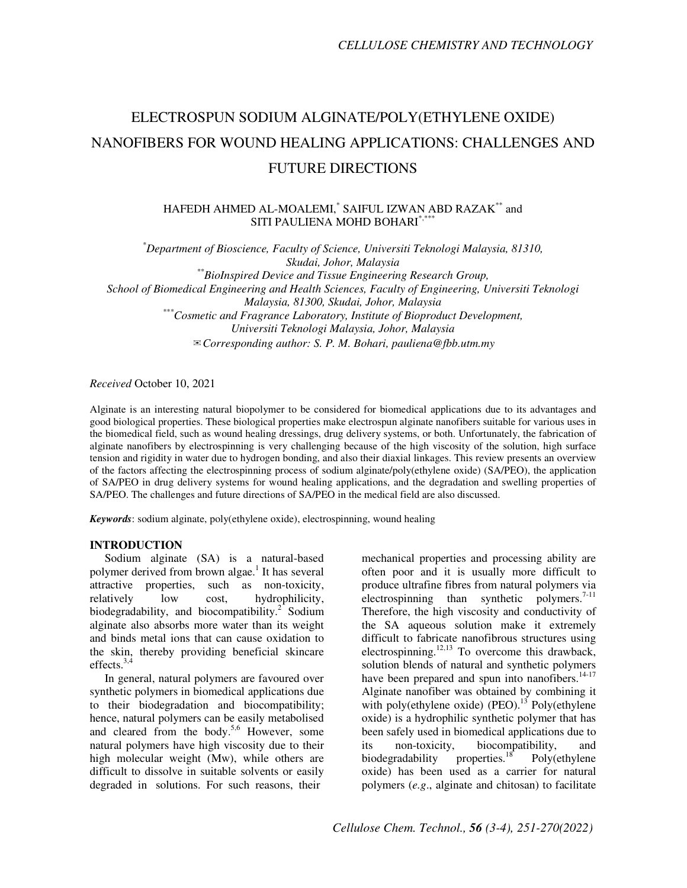# ELECTROSPUN SODIUM ALGINATE/POLY(ETHYLENE OXIDE) NANOFIBERS FOR WOUND HEALING APPLICATIONS: CHALLENGES AND FUTURE DIRECTIONS

HAFEDH AHMED AL-MOALEMI,[*] SAIFUL IZWAN ABD RAZAK[**] and SITI PAULIENA MOHD BOHARI[*,***]

[*]*Department of Bioscience, Faculty of Science, Universiti Teknologi Malaysia, 81310, Skudai, Johor, Malaysia*
[**]*BioInspired Device and Tissue Engineering Research Group, School of Biomedical Engineering and Health Sciences, Faculty of Engineering, Universiti Teknologi Malaysia, 81300, Skudai, Johor, Malaysia*
[***]*Cosmetic and Fragrance Laboratory, Institute of Bioproduct Development, Universiti Teknologi Malaysia, Johor, Malaysia*
✉ *Corresponding author: S. P. M. Bohari, pauliena@fbb.utm.my*

*Received* October 10, 2021

Alginate is an interesting natural biopolymer to be considered for biomedical applications due to its advantages and good biological properties. These biological properties make electrospun alginate nanofibers suitable for various uses in the biomedical field, such as wound healing dressings, drug delivery systems, or both. Unfortunately, the fabrication of alginate nanofibers by electrospinning is very challenging because of the high viscosity of the solution, high surface tension and rigidity in water due to hydrogen bonding, and also their diaxial linkages. This review presents an overview of the factors affecting the electrospinning process of sodium alginate/poly(ethylene oxide) (SA/PEO), the application of SA/PEO in drug delivery systems for wound healing applications, and the degradation and swelling properties of SA/PEO. The challenges and future directions of SA/PEO in the medical field are also discussed.

***Keywords***: sodium alginate, poly(ethylene oxide), electrospinning, wound healing

## INTRODUCTION

Sodium alginate (SA) is a natural-based polymer derived from brown algae.[1] It has several attractive properties, such as non-toxicity, relatively low cost, hydrophilicity, biodegradability, and biocompatibility.[2] Sodium alginate also absorbs more water than its weight and binds metal ions that can cause oxidation to the skin, thereby providing beneficial skincare effects.[3,4]

In general, natural polymers are favoured over synthetic polymers in biomedical applications due to their biodegradation and biocompatibility; hence, natural polymers can be easily metabolised and cleared from the body.[5,6] However, some natural polymers have high viscosity due to their high molecular weight (Mw), while others are difficult to dissolve in suitable solvents or easily degraded in solutions. For such reasons, their mechanical properties and processing ability are often poor and it is usually more difficult to produce ultrafine fibres from natural polymers via electrospinning than synthetic polymers.[7-11] Therefore, the high viscosity and conductivity of the SA aqueous solution make it extremely difficult to fabricate nanofibrous structures using electrospinning.[12,13] To overcome this drawback, solution blends of natural and synthetic polymers have been prepared and spun into nanofibers.[14-17] Alginate nanofiber was obtained by combining it with poly(ethylene oxide) (PEO).[13] Poly(ethylene oxide) is a hydrophilic synthetic polymer that has been safely used in biomedical applications due to its non-toxicity, biocompatibility, and biodegradability properties.[18] Poly(ethylene oxide) has been used as a carrier for natural polymers (*e.g.*, alginate and chitosan) to facilitate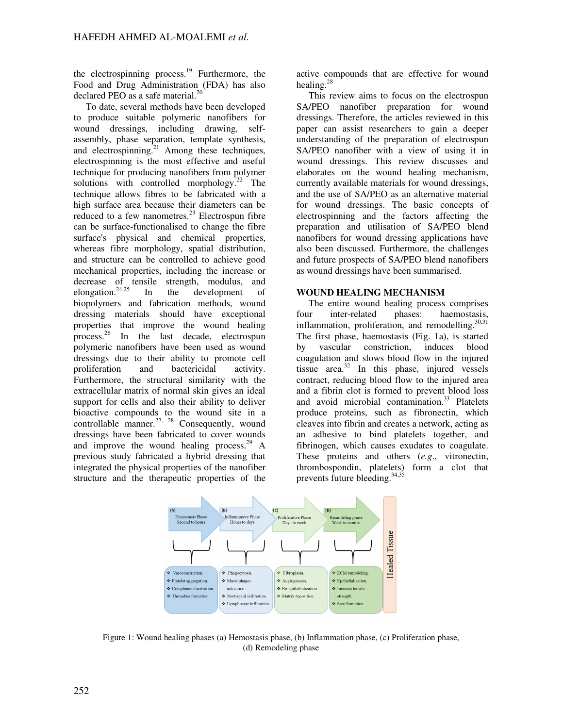the electrospinning process.[19] Furthermore, the Food and Drug Administration (FDA) has also declared PEO as a safe material.[20]

To date, several methods have been developed to produce suitable polymeric nanofibers for wound dressings, including drawing, self-assembly, phase separation, template synthesis, and electrospinning.[21] Among these techniques, electrospinning is the most effective and useful technique for producing nanofibers from polymer solutions with controlled morphology.[22] The technique allows fibres to be fabricated with a high surface area because their diameters can be reduced to a few nanometres.[23] Electrospun fibre can be surface-functionalised to change the fibre surface's physical and chemical properties, whereas fibre morphology, spatial distribution, and structure can be controlled to achieve good mechanical properties, including the increase or decrease of tensile strength, modulus, and elongation.[24,25] In the development of biopolymers and fabrication methods, wound dressing materials should have exceptional properties that improve the wound healing process.[26] In the last decade, electrospun polymeric nanofibers have been used as wound dressings due to their ability to promote cell proliferation and bactericidal activity. Furthermore, the structural similarity with the extracellular matrix of normal skin gives an ideal support for cells and also their ability to deliver bioactive compounds to the wound site in a controllable manner.[27, 28] Consequently, wound dressings have been fabricated to cover wounds and improve the wound healing process.[29] A previous study fabricated a hybrid dressing that integrated the physical properties of the nanofiber structure and the therapeutic properties of the active compounds that are effective for wound healing.[28]

This review aims to focus on the electrospun SA/PEO nanofiber preparation for wound dressings. Therefore, the articles reviewed in this paper can assist researchers to gain a deeper understanding of the preparation of electrospun SA/PEO nanofiber with a view of using it in wound dressings. This review discusses and elaborates on the wound healing mechanism, currently available materials for wound dressings, and the use of SA/PEO as an alternative material for wound dressings. The basic concepts of electrospinning and the factors affecting the preparation and utilisation of SA/PEO blend nanofibers for wound dressing applications have also been discussed. Furthermore, the challenges and future prospects of SA/PEO blend nanofibers as wound dressings have been summarised.

## WOUND HEALING MECHANISM

The entire wound healing process comprises four inter-related phases: haemostasis, inflammation, proliferation, and remodelling.[30,31] The first phase, haemostasis (Fig. 1a), is started by vascular constriction, induces blood coagulation and slows blood flow in the injured tissue area.[32] In this phase, injured vessels contract, reducing blood flow to the injured area and a fibrin clot is formed to prevent blood loss and avoid microbial contamination.[33] Platelets produce proteins, such as fibronectin, which cleaves into fibrin and creates a network, acting as an adhesive to bind platelets together, and fibrinogen, which causes exudates to coagulate. These proteins and others (*e.g.*, vitronectin, thrombospondin, platelets) form a clot that prevents future bleeding.[34,35]

(A) Hemostasis Phase Second to hours — Vasoconstriction. Platelet aggregation. Complement activation. Thrombus formation.

(B) Inflammatory Phase Hours to days — Phagocytosis. Macrophages activation. Neutrophil infiltration. Lymphocyte infiltration.

(C) Proliferative Phase Days to week — Fibroplasia. Angiogenesis. Re-epithelialization. Matrix deposition.

(D) Remodeling phase Week to months — ECM remodeling. Epithelialization. Increase tensile strength. Scar formation.

Healed Tissue

Figure 1: Wound healing phases (a) Hemostasis phase, (b) Inflammation phase, (c) Proliferation phase, (d) Remodeling phase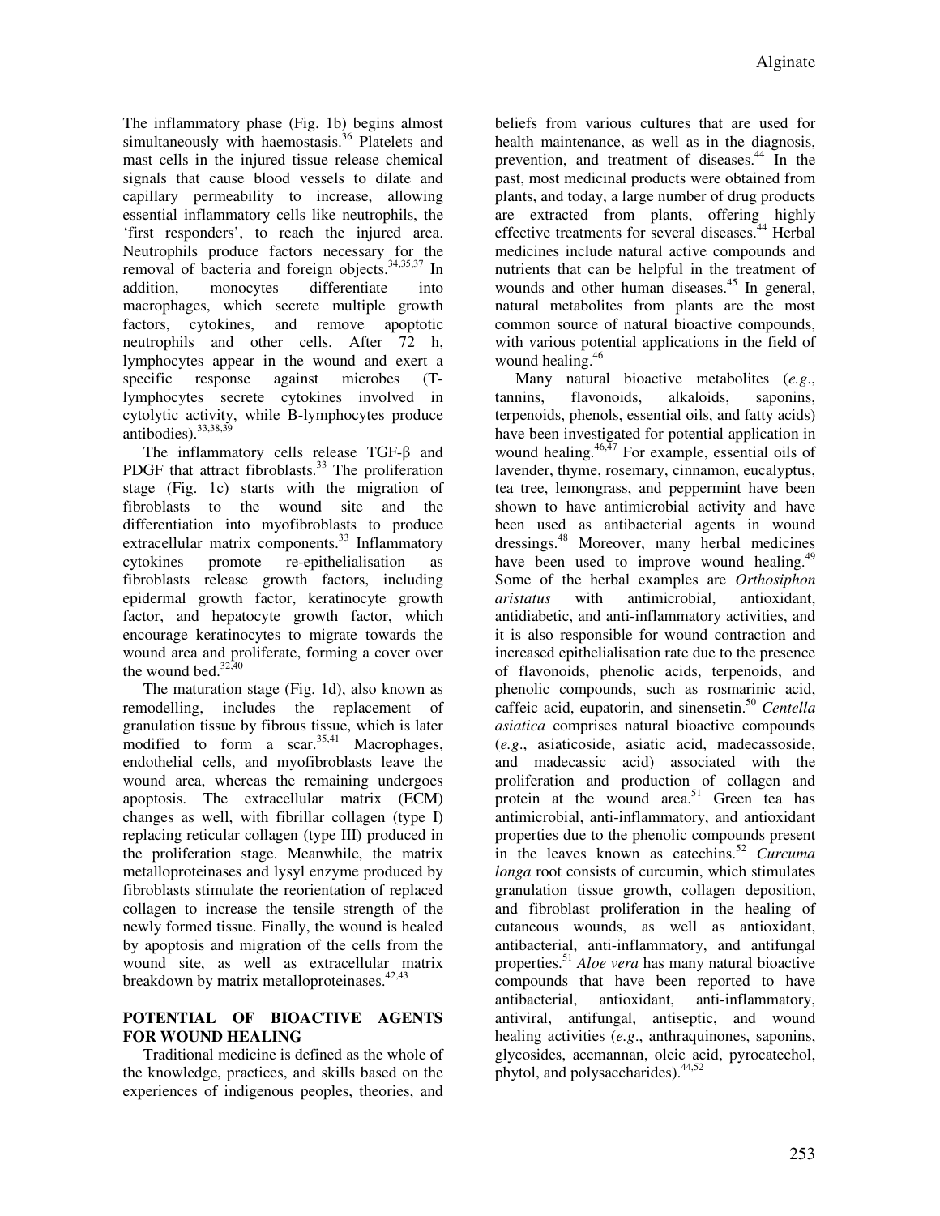The inflammatory phase (Fig. 1b) begins almost simultaneously with haemostasis.[36] Platelets and mast cells in the injured tissue release chemical signals that cause blood vessels to dilate and capillary permeability to increase, allowing essential inflammatory cells like neutrophils, the 'first responders', to reach the injured area. Neutrophils produce factors necessary for the removal of bacteria and foreign objects.[34,35,37] In addition, monocytes differentiate into macrophages, which secrete multiple growth factors, cytokines, and remove apoptotic neutrophils and other cells. After 72 h, lymphocytes appear in the wound and exert a specific response against microbes (T-lymphocytes secrete cytokines involved in cytolytic activity, while B-lymphocytes produce antibodies).[33,38,39]

The inflammatory cells release TGF-β and PDGF that attract fibroblasts.[33] The proliferation stage (Fig. 1c) starts with the migration of fibroblasts to the wound site and the differentiation into myofibroblasts to produce extracellular matrix components.[33] Inflammatory cytokines promote re-epithelialisation as fibroblasts release growth factors, including epidermal growth factor, keratinocyte growth factor, and hepatocyte growth factor, which encourage keratinocytes to migrate towards the wound area and proliferate, forming a cover over the wound bed.[32,40]

The maturation stage (Fig. 1d), also known as remodelling, includes the replacement of granulation tissue by fibrous tissue, which is later modified to form a scar.[35,41] Macrophages, endothelial cells, and myofibroblasts leave the wound area, whereas the remaining undergoes apoptosis. The extracellular matrix (ECM) changes as well, with fibrillar collagen (type I) replacing reticular collagen (type III) produced in the proliferation stage. Meanwhile, the matrix metalloproteinases and lysyl enzyme produced by fibroblasts stimulate the reorientation of replaced collagen to increase the tensile strength of the newly formed tissue. Finally, the wound is healed by apoptosis and migration of the cells from the wound site, as well as extracellular matrix breakdown by matrix metalloproteinases.[42,43]

## POTENTIAL OF BIOACTIVE AGENTS FOR WOUND HEALING

Traditional medicine is defined as the whole of the knowledge, practices, and skills based on the experiences of indigenous peoples, theories, and beliefs from various cultures that are used for health maintenance, as well as in the diagnosis, prevention, and treatment of diseases.[44] In the past, most medicinal products were obtained from plants, and today, a large number of drug products are extracted from plants, offering highly effective treatments for several diseases.[44] Herbal medicines include natural active compounds and nutrients that can be helpful in the treatment of wounds and other human diseases.[45] In general, natural metabolites from plants are the most common source of natural bioactive compounds, with various potential applications in the field of wound healing.[46]

Many natural bioactive metabolites (*e.g*., tannins, flavonoids, alkaloids, saponins, terpenoids, phenols, essential oils, and fatty acids) have been investigated for potential application in wound healing.[46,47] For example, essential oils of lavender, thyme, rosemary, cinnamon, eucalyptus, tea tree, lemongrass, and peppermint have been shown to have antimicrobial activity and have been used as antibacterial agents in wound dressings.[48] Moreover, many herbal medicines have been used to improve wound healing.[49] Some of the herbal examples are *Orthosiphon aristatus* with antimicrobial, antioxidant, antidiabetic, and anti-inflammatory activities, and it is also responsible for wound contraction and increased epithelialisation rate due to the presence of flavonoids, phenolic acids, terpenoids, and phenolic compounds, such as rosmarinic acid, caffeic acid, eupatorin, and sinensetin.[50] *Centella asiatica* comprises natural bioactive compounds (*e.g*., asiaticoside, asiatic acid, madecassoside, and madecassic acid) associated with the proliferation and production of collagen and protein at the wound area.[51] Green tea has antimicrobial, anti-inflammatory, and antioxidant properties due to the phenolic compounds present in the leaves known as catechins.[52] *Curcuma longa* root consists of curcumin, which stimulates granulation tissue growth, collagen deposition, and fibroblast proliferation in the healing of cutaneous wounds, as well as antioxidant, antibacterial, anti-inflammatory, and antifungal properties.[51] *Aloe vera* has many natural bioactive compounds that have been reported to have antibacterial, antioxidant, anti-inflammatory, antiviral, antifungal, antiseptic, and wound healing activities (*e.g*., anthraquinones, saponins, glycosides, acemannan, oleic acid, pyrocatechol, phytol, and polysaccharides).[44,52]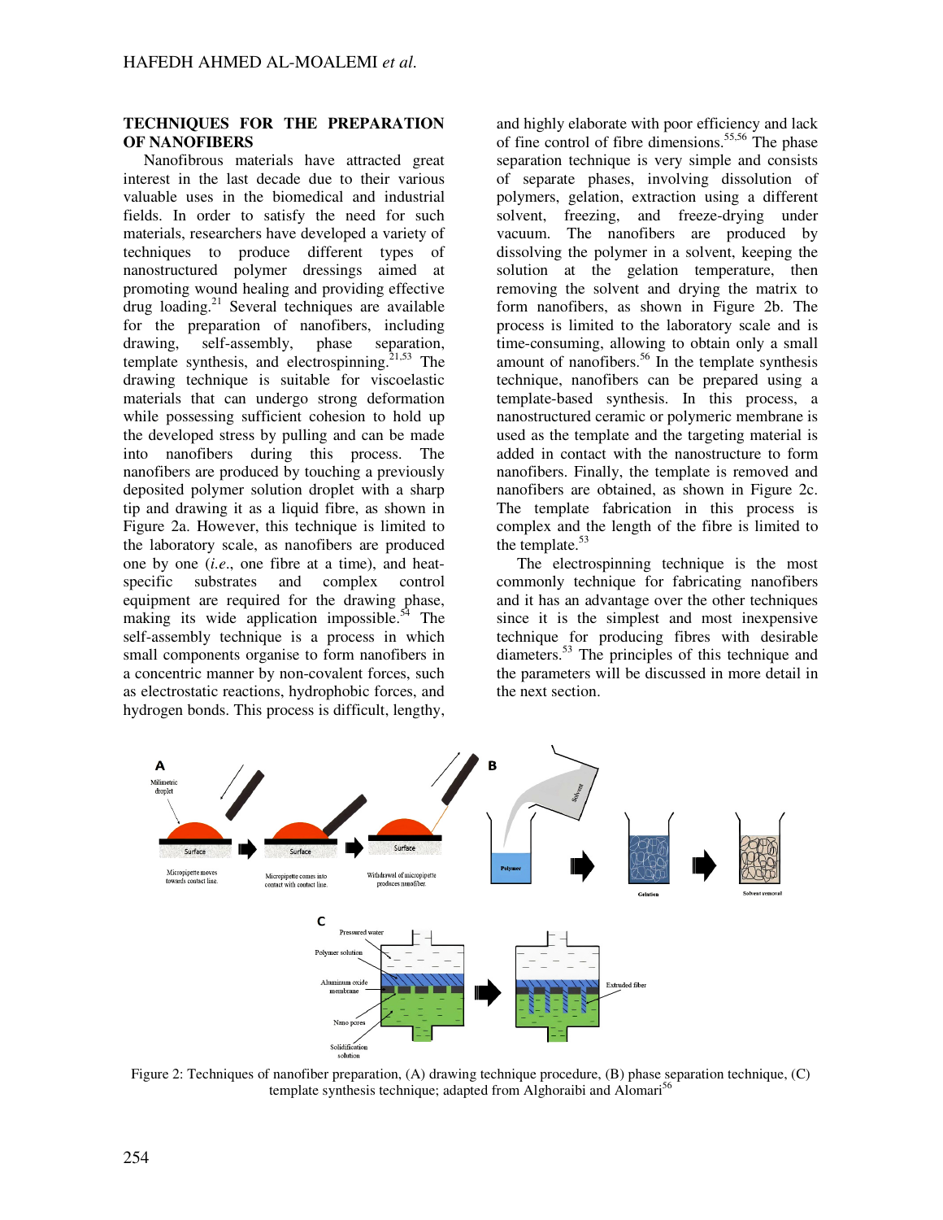## TECHNIQUES FOR THE PREPARATION OF NANOFIBERS

Nanofibrous materials have attracted great interest in the last decade due to their various valuable uses in the biomedical and industrial fields. In order to satisfy the need for such materials, researchers have developed a variety of techniques to produce different types of nanostructured polymer dressings aimed at promoting wound healing and providing effective drug loading.[21] Several techniques are available for the preparation of nanofibers, including drawing, self-assembly, phase separation, template synthesis, and electrospinning.[21,53] The drawing technique is suitable for viscoelastic materials that can undergo strong deformation while possessing sufficient cohesion to hold up the developed stress by pulling and can be made into nanofibers during this process. The nanofibers are produced by touching a previously deposited polymer solution droplet with a sharp tip and drawing it as a liquid fibre, as shown in Figure 2a. However, this technique is limited to the laboratory scale, as nanofibers are produced one by one (*i.e.*, one fibre at a time), and heat-specific substrates and complex control equipment are required for the drawing phase, making its wide application impossible.[54] The self-assembly technique is a process in which small components organise to form nanofibers in a concentric manner by non-covalent forces, such as electrostatic reactions, hydrophobic forces, and hydrogen bonds. This process is difficult, lengthy, and highly elaborate with poor efficiency and lack of fine control of fibre dimensions.[55,56] The phase separation technique is very simple and consists of separate phases, involving dissolution of polymers, gelation, extraction using a different solvent, freezing, and freeze-drying under vacuum. The nanofibers are produced by dissolving the polymer in a solvent, keeping the solution at the gelation temperature, then removing the solvent and drying the matrix to form nanofibers, as shown in Figure 2b. The process is limited to the laboratory scale and is time-consuming, allowing to obtain only a small amount of nanofibers.[56] In the template synthesis technique, nanofibers can be prepared using a template-based synthesis. In this process, a nanostructured ceramic or polymeric membrane is used as the template and the targeting material is added in contact with the nanostructure to form nanofibers. Finally, the template is removed and nanofibers are obtained, as shown in Figure 2c. The template fabrication in this process is complex and the length of the fibre is limited to the template.[53]

The electrospinning technique is the most commonly technique for fabricating nanofibers and it has an advantage over the other techniques since it is the simplest and most inexpensive technique for producing fibres with desirable diameters.[53] The principles of this technique and the parameters will be discussed in more detail in the next section.

Figure 2: Techniques of nanofiber preparation, (A) drawing technique procedure, (B) phase separation technique, (C) template synthesis technique; adapted from Alghoraibi and Alomari[56]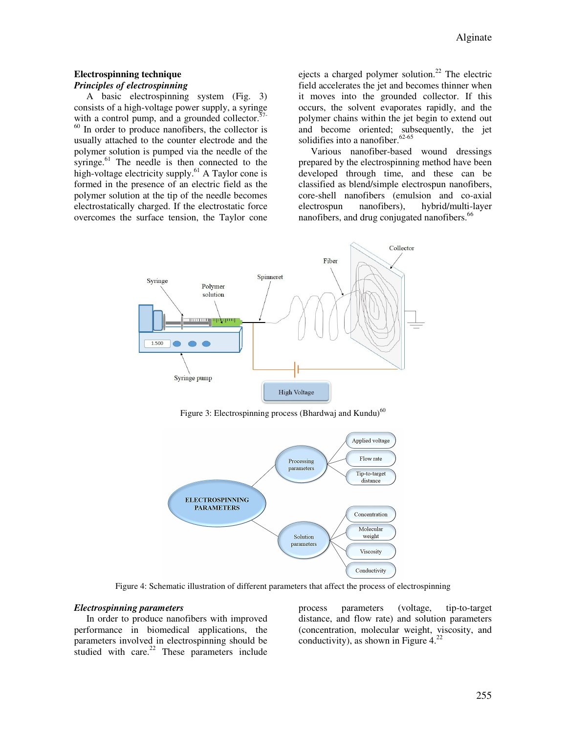### Electrospinning technique

#### *Principles of electrospinning*

A basic electrospinning system (Fig. 3) consists of a high-voltage power supply, a syringe with a control pump, and a grounded collector.[57-60] In order to produce nanofibers, the collector is usually attached to the counter electrode and the polymer solution is pumped via the needle of the syringe.[61] The needle is then connected to the high-voltage electricity supply.[61] A Taylor cone is formed in the presence of an electric field as the polymer solution at the tip of the needle becomes electrostatically charged. If the electrostatic force overcomes the surface tension, the Taylor cone ejects a charged polymer solution.[22] The electric field accelerates the jet and becomes thinner when it moves into the grounded collector. If this occurs, the solvent evaporates rapidly, and the polymer chains within the jet begin to extend out and become oriented; subsequently, the jet solidifies into a nanofiber.[62-65]

Various nanofiber-based wound dressings prepared by the electrospinning method have been developed through time, and these can be classified as blend/simple electrospun nanofibers, core-shell nanofibers (emulsion and co-axial electrospun nanofibers), hybrid/multi-layer nanofibers, and drug conjugated nanofibers.[66]

Figure 3: Electrospinning process (Bhardwaj and Kundu)[60]

Figure 4: Schematic illustration of different parameters that affect the process of electrospinning

#### *Electrospinning parameters*

In order to produce nanofibers with improved performance in biomedical applications, the parameters involved in electrospinning should be studied with care.[22] These parameters include process parameters (voltage, tip-to-target distance, and flow rate) and solution parameters (concentration, molecular weight, viscosity, and conductivity), as shown in Figure 4.[22]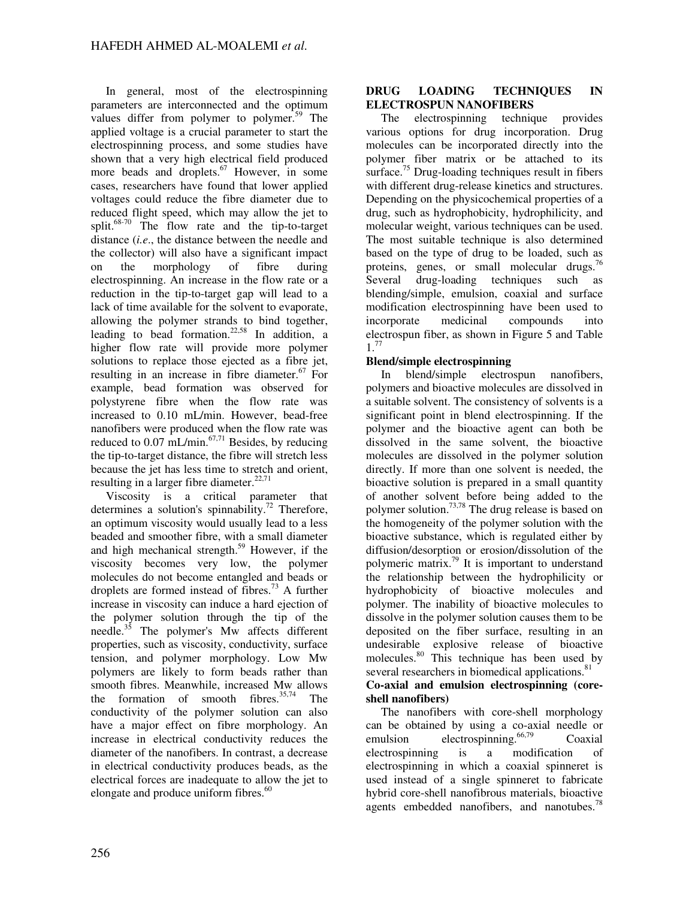In general, most of the electrospinning parameters are interconnected and the optimum values differ from polymer to polymer.[59] The applied voltage is a crucial parameter to start the electrospinning process, and some studies have shown that a very high electrical field produced more beads and droplets.[67] However, in some cases, researchers have found that lower applied voltages could reduce the fibre diameter due to reduced flight speed, which may allow the jet to split.[68-70] The flow rate and the tip-to-target distance (*i.e*., the distance between the needle and the collector) will also have a significant impact on the morphology of fibre during electrospinning. An increase in the flow rate or a reduction in the tip-to-target gap will lead to a lack of time available for the solvent to evaporate, allowing the polymer strands to bind together, leading to bead formation.[22,58] In addition, a higher flow rate will provide more polymer solutions to replace those ejected as a fibre jet, resulting in an increase in fibre diameter.[67] For example, bead formation was observed for polystyrene fibre when the flow rate was increased to 0.10 mL/min. However, bead-free nanofibers were produced when the flow rate was reduced to 0.07 mL/min.[67,71] Besides, by reducing the tip-to-target distance, the fibre will stretch less because the jet has less time to stretch and orient, resulting in a larger fibre diameter.[22,71]

Viscosity is a critical parameter that determines a solution's spinnability.[72] Therefore, an optimum viscosity would usually lead to a less beaded and smoother fibre, with a small diameter and high mechanical strength.[59] However, if the viscosity becomes very low, the polymer molecules do not become entangled and beads or droplets are formed instead of fibres.[73] A further increase in viscosity can induce a hard ejection of the polymer solution through the tip of the needle.[35] The polymer's Mw affects different properties, such as viscosity, conductivity, surface tension, and polymer morphology. Low Mw polymers are likely to form beads rather than smooth fibres. Meanwhile, increased Mw allows the formation of smooth fibres.[35,74] The conductivity of the polymer solution can also have a major effect on fibre morphology. An increase in electrical conductivity reduces the diameter of the nanofibers. In contrast, a decrease in electrical conductivity produces beads, as the electrical forces are inadequate to allow the jet to elongate and produce uniform fibres.[60]

## DRUG LOADING TECHNIQUES IN ELECTROSPUN NANOFIBERS

The electrospinning technique provides various options for drug incorporation. Drug molecules can be incorporated directly into the polymer fiber matrix or be attached to its surface.[75] Drug-loading techniques result in fibers with different drug-release kinetics and structures. Depending on the physicochemical properties of a drug, such as hydrophobicity, hydrophilicity, and molecular weight, various techniques can be used. The most suitable technique is also determined based on the type of drug to be loaded, such as proteins, genes, or small molecular drugs.[76] Several drug-loading techniques such as blending/simple, emulsion, coaxial and surface modification electrospinning have been used to incorporate medicinal compounds into electrospun fiber, as shown in Figure 5 and Table 1.[77]

### Blend/simple electrospinning

In blend/simple electrospun nanofibers, polymers and bioactive molecules are dissolved in a suitable solvent. The consistency of solvents is a significant point in blend electrospinning. If the polymer and the bioactive agent can both be dissolved in the same solvent, the bioactive molecules are dissolved in the polymer solution directly. If more than one solvent is needed, the bioactive solution is prepared in a small quantity of another solvent before being added to the polymer solution.[73,78] The drug release is based on the homogeneity of the polymer solution with the bioactive substance, which is regulated either by diffusion/desorption or erosion/dissolution of the polymeric matrix.[79] It is important to understand the relationship between the hydrophilicity or hydrophobicity of bioactive molecules and polymer. The inability of bioactive molecules to dissolve in the polymer solution causes them to be deposited on the fiber surface, resulting in an undesirable explosive release of bioactive molecules.[80] This technique has been used by several researchers in biomedical applications.[81]

### Co-axial and emulsion electrospinning (core-shell nanofibers)

The nanofibers with core-shell morphology can be obtained by using a co-axial needle or emulsion electrospinning.[66,79] Coaxial electrospinning is a modification of electrospinning in which a coaxial spinneret is used instead of a single spinneret to fabricate hybrid core-shell nanofibrous materials, bioactive agents embedded nanofibers, and nanotubes.[78]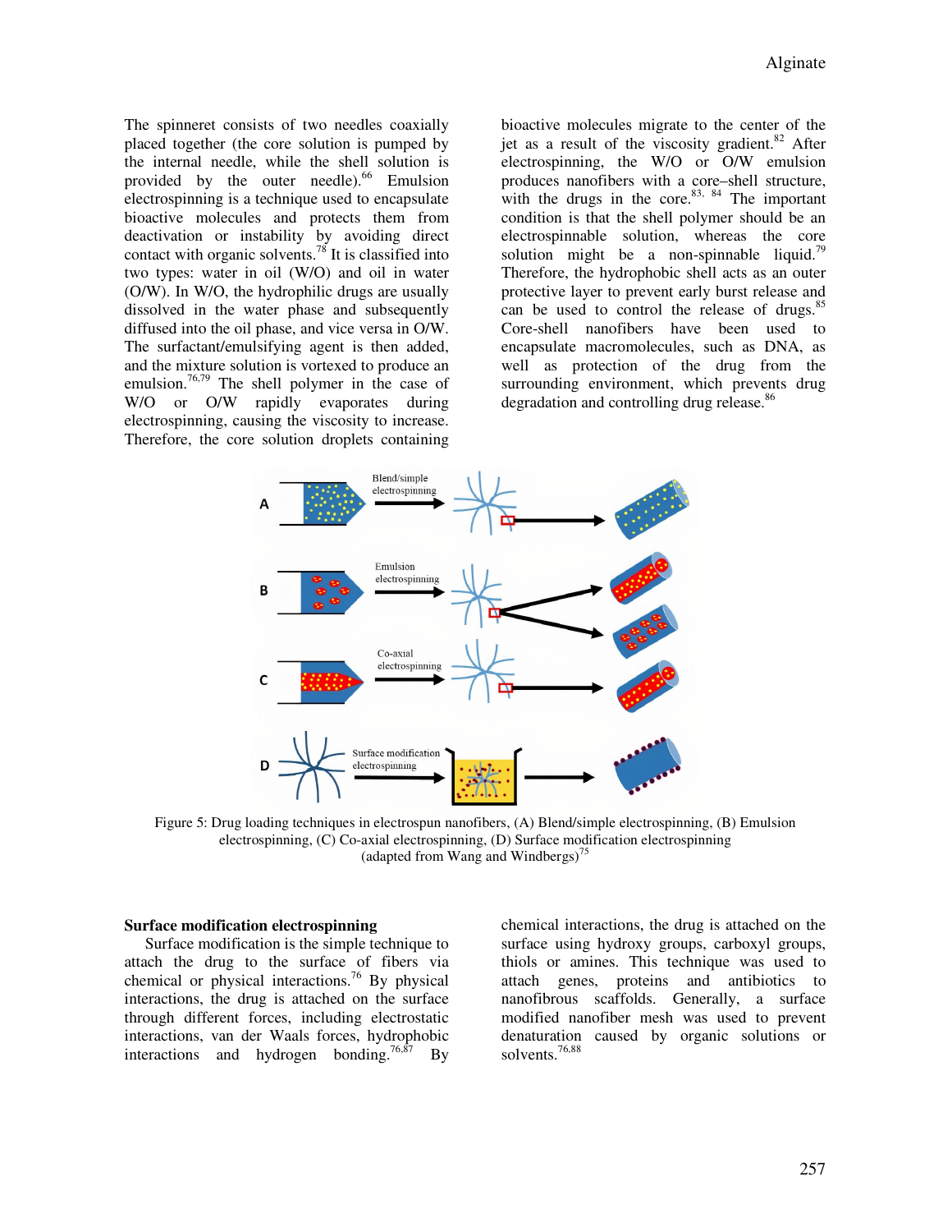The spinneret consists of two needles coaxially placed together (the core solution is pumped by the internal needle, while the shell solution is provided by the outer needle).[66] Emulsion electrospinning is a technique used to encapsulate bioactive molecules and protects them from deactivation or instability by avoiding direct contact with organic solvents.[78] It is classified into two types: water in oil (W/O) and oil in water (O/W). In W/O, the hydrophilic drugs are usually dissolved in the water phase and subsequently diffused into the oil phase, and vice versa in O/W. The surfactant/emulsifying agent is then added, and the mixture solution is vortexed to produce an emulsion.[76,79] The shell polymer in the case of W/O or O/W rapidly evaporates during electrospinning, causing the viscosity to increase. Therefore, the core solution droplets containing bioactive molecules migrate to the center of the jet as a result of the viscosity gradient.[82] After electrospinning, the W/O or O/W emulsion produces nanofibers with a core–shell structure, with the drugs in the core.[83, 84] The important condition is that the shell polymer should be an electrospinnable solution, whereas the core solution might be a non-spinnable liquid.[79] Therefore, the hydrophobic shell acts as an outer protective layer to prevent early burst release and can be used to control the release of drugs.[85] Core-shell nanofibers have been used to encapsulate macromolecules, such as DNA, as well as protection of the drug from the surrounding environment, which prevents drug degradation and controlling drug release.[86]

Figure 5: Drug loading techniques in electrospun nanofibers, (A) Blend/simple electrospinning, (B) Emulsion electrospinning, (C) Co-axial electrospinning, (D) Surface modification electrospinning (adapted from Wang and Windbergs)[75]

**Surface modification electrospinning**

Surface modification is the simple technique to attach the drug to the surface of fibers via chemical or physical interactions.[76] By physical interactions, the drug is attached on the surface through different forces, including electrostatic interactions, van der Waals forces, hydrophobic interactions and hydrogen bonding.[76,87] By chemical interactions, the drug is attached on the surface using hydroxy groups, carboxyl groups, thiols or amines. This technique was used to attach genes, proteins and antibiotics to nanofibrous scaffolds. Generally, a surface modified nanofiber mesh was used to prevent denaturation caused by organic solutions or solvents.[76,88]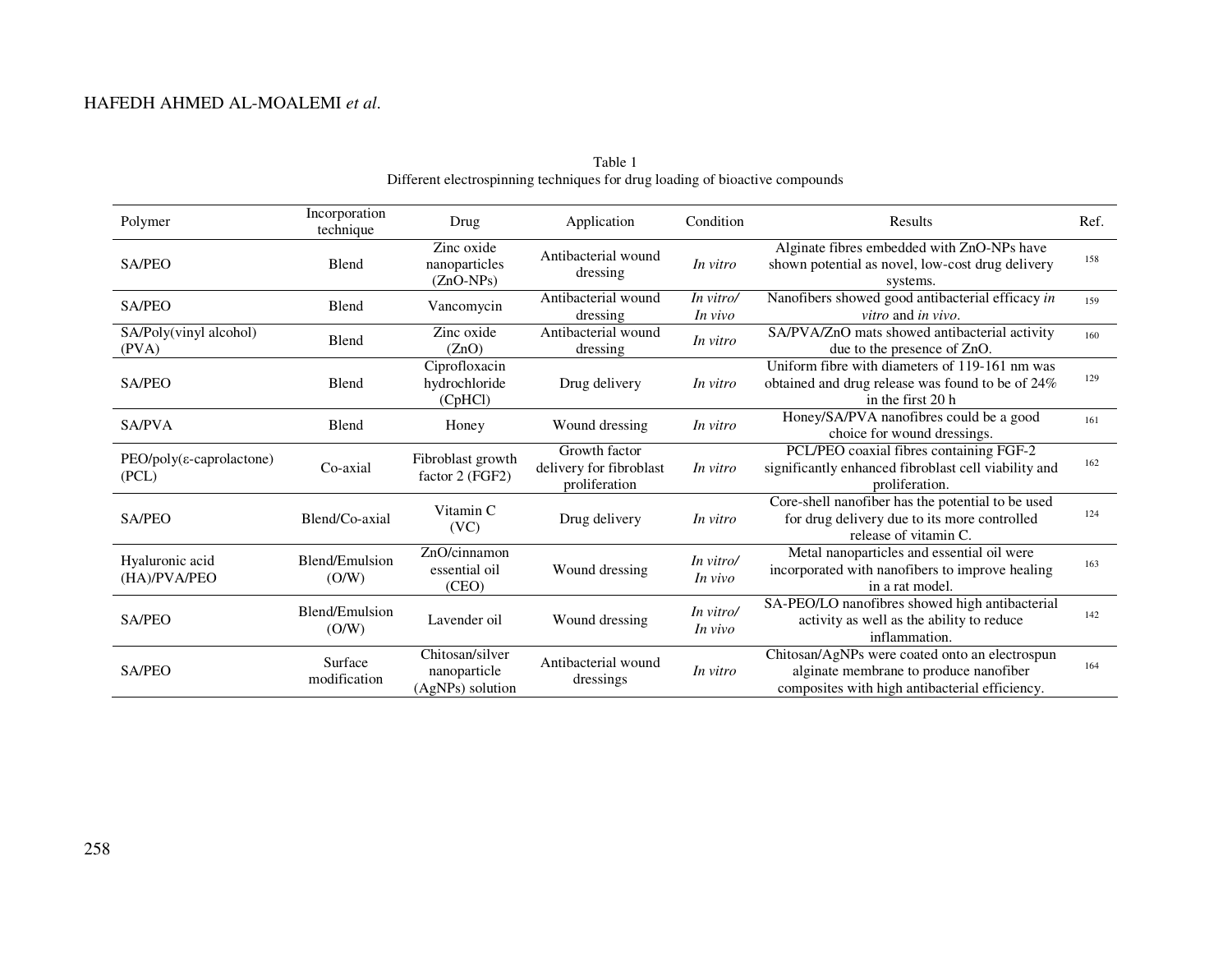Table 1
Different electrospinning techniques for drug loading of bioactive compounds

| Polymer | Incorporation technique | Drug | Application | Condition | Results | Ref. |
|---|---|---|---|---|---|---|
| SA/PEO | Blend | Zinc oxide nanoparticles (ZnO-NPs) | Antibacterial wound dressing | *In vitro* | Alginate fibres embedded with ZnO-NPs have shown potential as novel, low-cost drug delivery systems. | 158 |
| SA/PEO | Blend | Vancomycin | Antibacterial wound dressing | *In vitro/ In vivo* | Nanofibers showed good antibacterial efficacy *in vitro* and *in vivo*. | 159 |
| SA/Poly(vinyl alcohol) (PVA) | Blend | Zinc oxide (ZnO) | Antibacterial wound dressing | *In vitro* | SA/PVA/ZnO mats showed antibacterial activity due to the presence of ZnO. | 160 |
| SA/PEO | Blend | Ciprofloxacin hydrochloride (CpHCl) | Drug delivery | *In vitro* | Uniform fibre with diameters of 119-161 nm was obtained and drug release was found to be of 24% in the first 20 h | 129 |
| SA/PVA | Blend | Honey | Wound dressing | *In vitro* | Honey/SA/PVA nanofibres could be a good choice for wound dressings. | 161 |
| PEO/poly(ε-caprolactone) (PCL) | Co-axial | Fibroblast growth factor 2 (FGF2) | Growth factor delivery for fibroblast proliferation | *In vitro* | PCL/PEO coaxial fibres containing FGF-2 significantly enhanced fibroblast cell viability and proliferation. | 162 |
| SA/PEO | Blend/Co-axial | Vitamin C (VC) | Drug delivery | *In vitro* | Core-shell nanofiber has the potential to be used for drug delivery due to its more controlled release of vitamin C. | 124 |
| Hyaluronic acid (HA)/PVA/PEO | Blend/Emulsion (O/W) | ZnO/cinnamon essential oil (CEO) | Wound dressing | *In vitro/ In vivo* | Metal nanoparticles and essential oil were incorporated with nanofibers to improve healing in a rat model. | 163 |
| SA/PEO | Blend/Emulsion (O/W) | Lavender oil | Wound dressing | *In vitro/ In vivo* | SA-PEO/LO nanofibres showed high antibacterial activity as well as the ability to reduce inflammation. | 142 |
| SA/PEO | Surface modification | Chitosan/silver nanoparticle (AgNPs) solution | Antibacterial wound dressings | *In vitro* | Chitosan/AgNPs were coated onto an electrospun alginate membrane to produce nanofiber composites with high antibacterial efficiency. | 164 |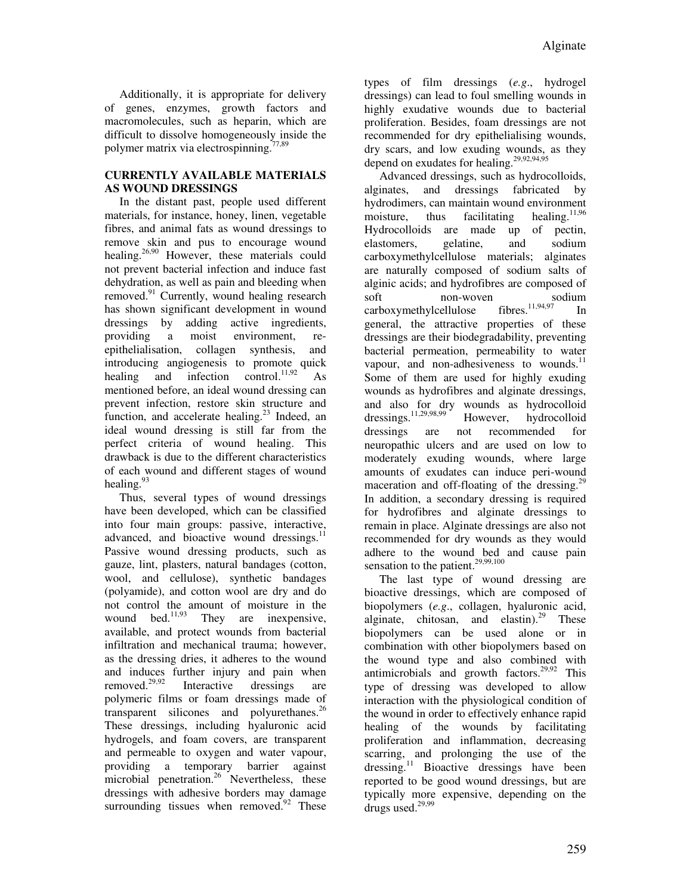Additionally, it is appropriate for delivery of genes, enzymes, growth factors and macromolecules, such as heparin, which are difficult to dissolve homogeneously inside the polymer matrix via electrospinning.[77,89]

## CURRENTLY AVAILABLE MATERIALS AS WOUND DRESSINGS

In the distant past, people used different materials, for instance, honey, linen, vegetable fibres, and animal fats as wound dressings to remove skin and pus to encourage wound healing.[26,90] However, these materials could not prevent bacterial infection and induce fast dehydration, as well as pain and bleeding when removed.[91] Currently, wound healing research has shown significant development in wound dressings by adding active ingredients, providing a moist environment, re-epithelialisation, collagen synthesis, and introducing angiogenesis to promote quick healing and infection control.[11,92] As mentioned before, an ideal wound dressing can prevent infection, restore skin structure and function, and accelerate healing.[23] Indeed, an ideal wound dressing is still far from the perfect criteria of wound healing. This drawback is due to the different characteristics of each wound and different stages of wound healing.[93]

Thus, several types of wound dressings have been developed, which can be classified into four main groups: passive, interactive, advanced, and bioactive wound dressings.[11] Passive wound dressing products, such as gauze, lint, plasters, natural bandages (cotton, wool, and cellulose), synthetic bandages (polyamide), and cotton wool are dry and do not control the amount of moisture in the wound bed.[11,93] They are inexpensive, available, and protect wounds from bacterial infiltration and mechanical trauma; however, as the dressing dries, it adheres to the wound and induces further injury and pain when removed.[29,92] Interactive dressings are polymeric films or foam dressings made of transparent silicones and polyurethanes.[26] These dressings, including hyaluronic acid hydrogels, and foam covers, are transparent and permeable to oxygen and water vapour, providing a temporary barrier against microbial penetration.[26] Nevertheless, these dressings with adhesive borders may damage surrounding tissues when removed.[92] These types of film dressings (*e.g*., hydrogel dressings) can lead to foul smelling wounds in highly exudative wounds due to bacterial proliferation. Besides, foam dressings are not recommended for dry epithelialising wounds, dry scars, and low exuding wounds, as they depend on exudates for healing.[29,92,94,95]

Advanced dressings, such as hydrocolloids, alginates, and dressings fabricated by hydrodimers, can maintain wound environment moisture, thus facilitating healing.[11,96] Hydrocolloids are made up of pectin, elastomers, gelatine, and sodium carboxymethylcellulose materials; alginates are naturally composed of sodium salts of alginic acids; and hydrofibres are composed of soft non-woven sodium carboxymethylcellulose fibres.[11,94,97] In general, the attractive properties of these dressings are their biodegradability, preventing bacterial permeation, permeability to water vapour, and non-adhesiveness to wounds.[11] Some of them are used for highly exuding wounds as hydrofibres and alginate dressings, and also for dry wounds as hydrocolloid dressings.[11,29,98,99] However, hydrocolloid dressings are not recommended for neuropathic ulcers and are used on low to moderately exuding wounds, where large amounts of exudates can induce peri-wound maceration and off-floating of the dressing.[29] In addition, a secondary dressing is required for hydrofibres and alginate dressings to remain in place. Alginate dressings are also not recommended for dry wounds as they would adhere to the wound bed and cause pain sensation to the patient.[29,99,100]

The last type of wound dressing are bioactive dressings, which are composed of biopolymers (*e.g*., collagen, hyaluronic acid, alginate, chitosan, and elastin).[29] These biopolymers can be used alone or in combination with other biopolymers based on the wound type and also combined with antimicrobials and growth factors.[29,92] This type of dressing was developed to allow interaction with the physiological condition of the wound in order to effectively enhance rapid healing of the wounds by facilitating proliferation and inflammation, decreasing scarring, and prolonging the use of the dressing.[11] Bioactive dressings have been reported to be good wound dressings, but are typically more expensive, depending on the drugs used.[29,99]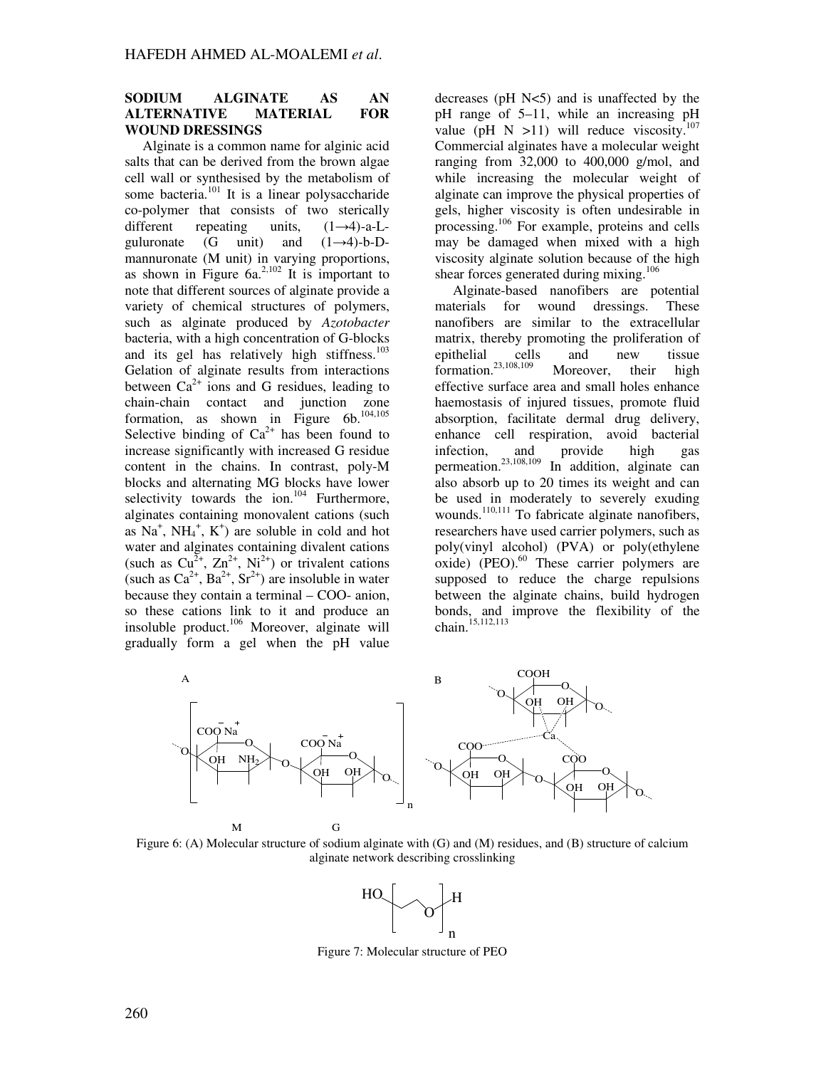## SODIUM ALGINATE AS AN ALTERNATIVE MATERIAL FOR WOUND DRESSINGS

Alginate is a common name for alginic acid salts that can be derived from the brown algae cell wall or synthesised by the metabolism of some bacteria.[101] It is a linear polysaccharide co-polymer that consists of two sterically different repeating units, (1→4)-a-L-guluronate (G unit) and (1→4)-b-D-mannuronate (M unit) in varying proportions, as shown in Figure 6a.[2,102] It is important to note that different sources of alginate provide a variety of chemical structures of polymers, such as alginate produced by *Azotobacter* bacteria, with a high concentration of G-blocks and its gel has relatively high stiffness.[103] Gelation of alginate results from interactions between $Ca^{2+}$ ions and G residues, leading to chain-chain contact and junction zone formation, as shown in Figure 6b.[104,105] Selective binding of $Ca^{2+}$ has been found to increase significantly with increased G residue content in the chains. In contrast, poly-M blocks and alternating MG blocks have lower selectivity towards the ion.[104] Furthermore, alginates containing monovalent cations (such as $Na^+$, $NH_4^+$, $K^+$) are soluble in cold and hot water and alginates containing divalent cations (such as $Cu^{2+}$, $Zn^{2+}$, $Ni^{2+}$) or trivalent cations (such as $Ca^{2+}$, $Ba^{2+}$, $Sr^{2+}$) are insoluble in water because they contain a terminal – COO- anion, so these cations link to it and produce an insoluble product.[106] Moreover, alginate will gradually form a gel when the pH value decreases (pH N<5) and is unaffected by the pH range of 5–11, while an increasing pH value (pH N >11) will reduce viscosity.[107] Commercial alginates have a molecular weight ranging from 32,000 to 400,000 g/mol, and while increasing the molecular weight of alginate can improve the physical properties of gels, higher viscosity is often undesirable in processing.[106] For example, proteins and cells may be damaged when mixed with a high viscosity alginate solution because of the high shear forces generated during mixing.[106]

Alginate-based nanofibers are potential materials for wound dressings. These nanofibers are similar to the extracellular matrix, thereby promoting the proliferation of epithelial cells and new tissue formation.[23,108,109] Moreover, their high effective surface area and small holes enhance haemostasis of injured tissues, promote fluid absorption, facilitate dermal drug delivery, enhance cell respiration, avoid bacterial infection, and provide high gas permeation.[23,108,109] In addition, alginate can also absorb up to 20 times its weight and can be used in moderately to severely exuding wounds.[110,111] To fabricate alginate nanofibers, researchers have used carrier polymers, such as poly(vinyl alcohol) (PVA) or poly(ethylene oxide) (PEO).[60] These carrier polymers are supposed to reduce the charge repulsions between the alginate chains, build hydrogen bonds, and improve the flexibility of the chain.[15,112,113]

Figure 6: (A) Molecular structure of sodium alginate with (G) and (M) residues, and (B) structure of calcium alginate network describing crosslinking

Figure 7: Molecular structure of PEO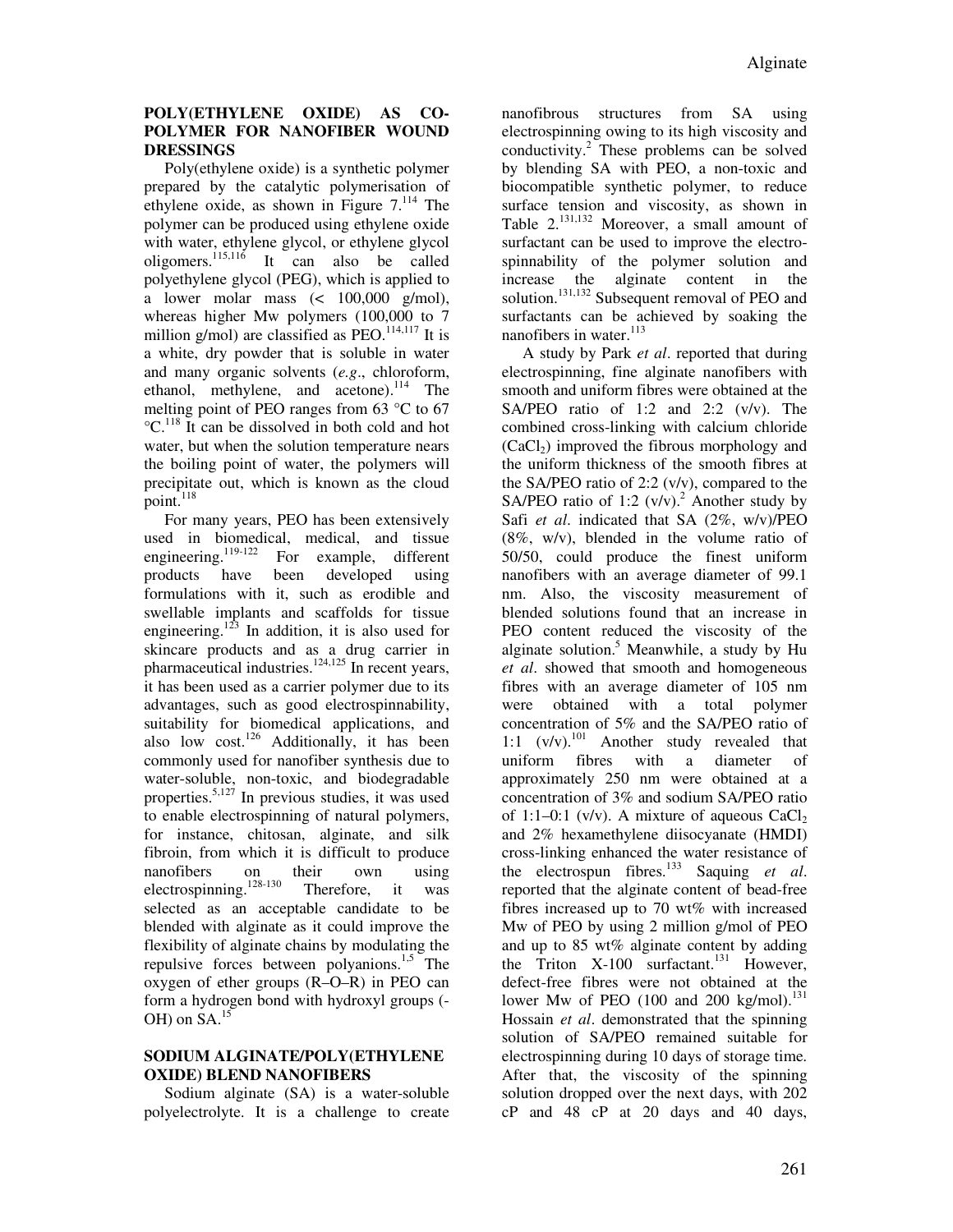## POLY(ETHYLENE OXIDE) AS CO-POLYMER FOR NANOFIBER WOUND DRESSINGS

Poly(ethylene oxide) is a synthetic polymer prepared by the catalytic polymerisation of ethylene oxide, as shown in Figure 7.[114] The polymer can be produced using ethylene oxide with water, ethylene glycol, or ethylene glycol oligomers.[115,116] It can also be called polyethylene glycol (PEG), which is applied to a lower molar mass (< 100,000 g/mol), whereas higher Mw polymers (100,000 to 7 million g/mol) are classified as PEO.[114,117] It is a white, dry powder that is soluble in water and many organic solvents (*e.g*., chloroform, ethanol, methylene, and acetone).[114] The melting point of PEO ranges from 63 °C to 67 °C.[118] It can be dissolved in both cold and hot water, but when the solution temperature nears the boiling point of water, the polymers will precipitate out, which is known as the cloud point.[118]

For many years, PEO has been extensively used in biomedical, medical, and tissue engineering.[119-122] For example, different products have been developed using formulations with it, such as erodible and swellable implants and scaffolds for tissue engineering.[123] In addition, it is also used for skincare products and as a drug carrier in pharmaceutical industries.[124,125] In recent years, it has been used as a carrier polymer due to its advantages, such as good electrospinnability, suitability for biomedical applications, and also low cost.[126] Additionally, it has been commonly used for nanofiber synthesis due to water-soluble, non-toxic, and biodegradable properties.[5,127] In previous studies, it was used to enable electrospinning of natural polymers, for instance, chitosan, alginate, and silk fibroin, from which it is difficult to produce nanofibers on their own using electrospinning.[128-130] Therefore, it was selected as an acceptable candidate to be blended with alginate as it could improve the flexibility of alginate chains by modulating the repulsive forces between polyanions.[1,5] The oxygen of ether groups (R–O–R) in PEO can form a hydrogen bond with hydroxyl groups (-OH) on SA.[15]

## SODIUM ALGINATE/POLY(ETHYLENE OXIDE) BLEND NANOFIBERS

Sodium alginate (SA) is a water-soluble polyelectrolyte. It is a challenge to create nanofibrous structures from SA using electrospinning owing to its high viscosity and conductivity.[2] These problems can be solved by blending SA with PEO, a non-toxic and biocompatible synthetic polymer, to reduce surface tension and viscosity, as shown in Table 2.[131,132] Moreover, a small amount of surfactant can be used to improve the electro-spinnability of the polymer solution and increase the alginate content in the solution.[131,132] Subsequent removal of PEO and surfactants can be achieved by soaking the nanofibers in water.[113]

A study by Park *et al*. reported that during electrospinning, fine alginate nanofibers with smooth and uniform fibres were obtained at the SA/PEO ratio of 1:2 and 2:2 (v/v). The combined cross-linking with calcium chloride ($CaCl_2$) improved the fibrous morphology and the uniform thickness of the smooth fibres at the SA/PEO ratio of 2:2 (v/v), compared to the SA/PEO ratio of 1:2 (v/v).[2] Another study by Safi *et al*. indicated that SA (2%, w/v)/PEO (8%, w/v), blended in the volume ratio of 50/50, could produce the finest uniform nanofibers with an average diameter of 99.1 nm. Also, the viscosity measurement of blended solutions found that an increase in PEO content reduced the viscosity of the alginate solution.[5] Meanwhile, a study by Hu *et al*. showed that smooth and homogeneous fibres with an average diameter of 105 nm were obtained with a total polymer concentration of 5% and the SA/PEO ratio of 1:1 (v/v).[101] Another study revealed that uniform fibres with a diameter of approximately 250 nm were obtained at a concentration of 3% and sodium SA/PEO ratio of 1:1–0:1 (v/v). A mixture of aqueous $CaCl_2$ and 2% hexamethylene diisocyanate (HMDI) cross-linking enhanced the water resistance of the electrospun fibres.[133] Saquing *et al*. reported that the alginate content of bead-free fibres increased up to 70 wt% with increased Mw of PEO by using 2 million g/mol of PEO and up to 85 wt% alginate content by adding the Triton X-100 surfactant.[131] However, defect-free fibres were not obtained at the lower Mw of PEO (100 and 200 kg/mol).[131] Hossain *et al*. demonstrated that the spinning solution of SA/PEO remained suitable for electrospinning during 10 days of storage time. After that, the viscosity of the spinning solution dropped over the next days, with 202 cP and 48 cP at 20 days and 40 days,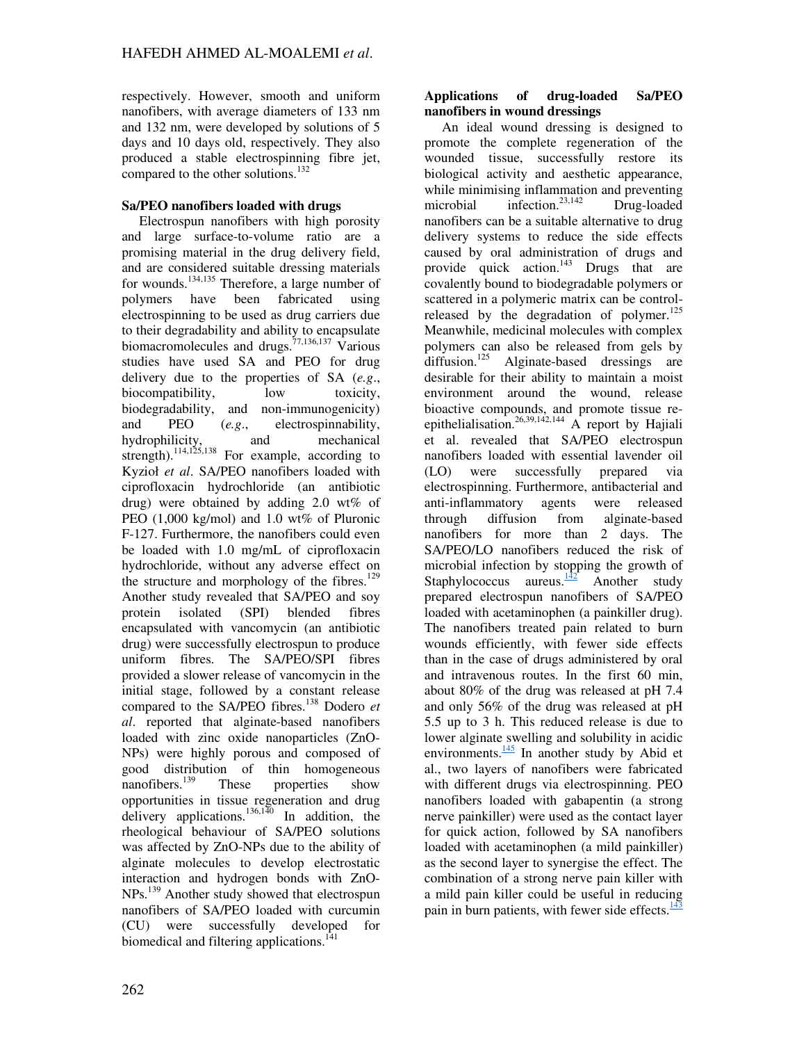respectively. However, smooth and uniform nanofibers, with average diameters of 133 nm and 132 nm, were developed by solutions of 5 days and 10 days old, respectively. They also produced a stable electrospinning fibre jet, compared to the other solutions.[132]

### Sa/PEO nanofibers loaded with drugs

Electrospun nanofibers with high porosity and large surface-to-volume ratio are a promising material in the drug delivery field, and are considered suitable dressing materials for wounds.[134,135] Therefore, a large number of polymers have been fabricated using electrospinning to be used as drug carriers due to their degradability and ability to encapsulate biomacromolecules and drugs.[77,136,137] Various studies have used SA and PEO for drug delivery due to the properties of SA (*e.g*., biocompatibility, low toxicity, biodegradability, and non-immunogenicity) and PEO (*e.g*., electrospinnability, hydrophilicity, and mechanical strength).[114,125,138] For example, according to Kyzioł *et al*. SA/PEO nanofibers loaded with ciprofloxacin hydrochloride (an antibiotic drug) were obtained by adding 2.0 wt% of PEO (1,000 kg/mol) and 1.0 wt% of Pluronic F-127. Furthermore, the nanofibers could even be loaded with 1.0 mg/mL of ciprofloxacin hydrochloride, without any adverse effect on the structure and morphology of the fibres.[129] Another study revealed that SA/PEO and soy protein isolated (SPI) blended fibres encapsulated with vancomycin (an antibiotic drug) were successfully electrospun to produce uniform fibres. The SA/PEO/SPI fibres provided a slower release of vancomycin in the initial stage, followed by a constant release compared to the SA/PEO fibres.[138] Dodero *et al*. reported that alginate-based nanofibers loaded with zinc oxide nanoparticles (ZnO-NPs) were highly porous and composed of good distribution of thin homogeneous nanofibers.[139] These properties show opportunities in tissue regeneration and drug delivery applications.[136,140] In addition, the rheological behaviour of SA/PEO solutions was affected by ZnO-NPs due to the ability of alginate molecules to develop electrostatic interaction and hydrogen bonds with ZnO-NPs.[139] Another study showed that electrospun nanofibers of SA/PEO loaded with curcumin (CU) were successfully developed for biomedical and filtering applications.[141]

### Applications of drug-loaded Sa/PEO nanofibers in wound dressings

An ideal wound dressing is designed to promote the complete regeneration of the wounded tissue, successfully restore its biological activity and aesthetic appearance, while minimising inflammation and preventing microbial infection.[23,142] Drug-loaded nanofibers can be a suitable alternative to drug delivery systems to reduce the side effects caused by oral administration of drugs and provide quick action.[143] Drugs that are covalently bound to biodegradable polymers or scattered in a polymeric matrix can be control-released by the degradation of polymer.[125] Meanwhile, medicinal molecules with complex polymers can also be released from gels by diffusion.[125] Alginate-based dressings are desirable for their ability to maintain a moist environment around the wound, release bioactive compounds, and promote tissue re-epithelialisation.[26,39,142,144] A report by Hajiali et al. revealed that SA/PEO electrospun nanofibers loaded with essential lavender oil (LO) were successfully prepared via electrospinning. Furthermore, antibacterial and anti-inflammatory agents were released through diffusion from alginate-based nanofibers for more than 2 days. The SA/PEO/LO nanofibers reduced the risk of microbial infection by stopping the growth of Staphylococcus aureus.[142] Another study prepared electrospun nanofibers of SA/PEO loaded with acetaminophen (a painkiller drug). The nanofibers treated pain related to burn wounds efficiently, with fewer side effects than in the case of drugs administered by oral and intravenous routes. In the first 60 min, about 80% of the drug was released at pH 7.4 and only 56% of the drug was released at pH 5.5 up to 3 h. This reduced release is due to lower alginate swelling and solubility in acidic environments.[145] In another study by Abid et al., two layers of nanofibers were fabricated with different drugs via electrospinning. PEO nanofibers loaded with gabapentin (a strong nerve painkiller) were used as the contact layer for quick action, followed by SA nanofibers loaded with acetaminophen (a mild painkiller) as the second layer to synergise the effect. The combination of a strong nerve pain killer with a mild pain killer could be useful in reducing pain in burn patients, with fewer side effects.[143]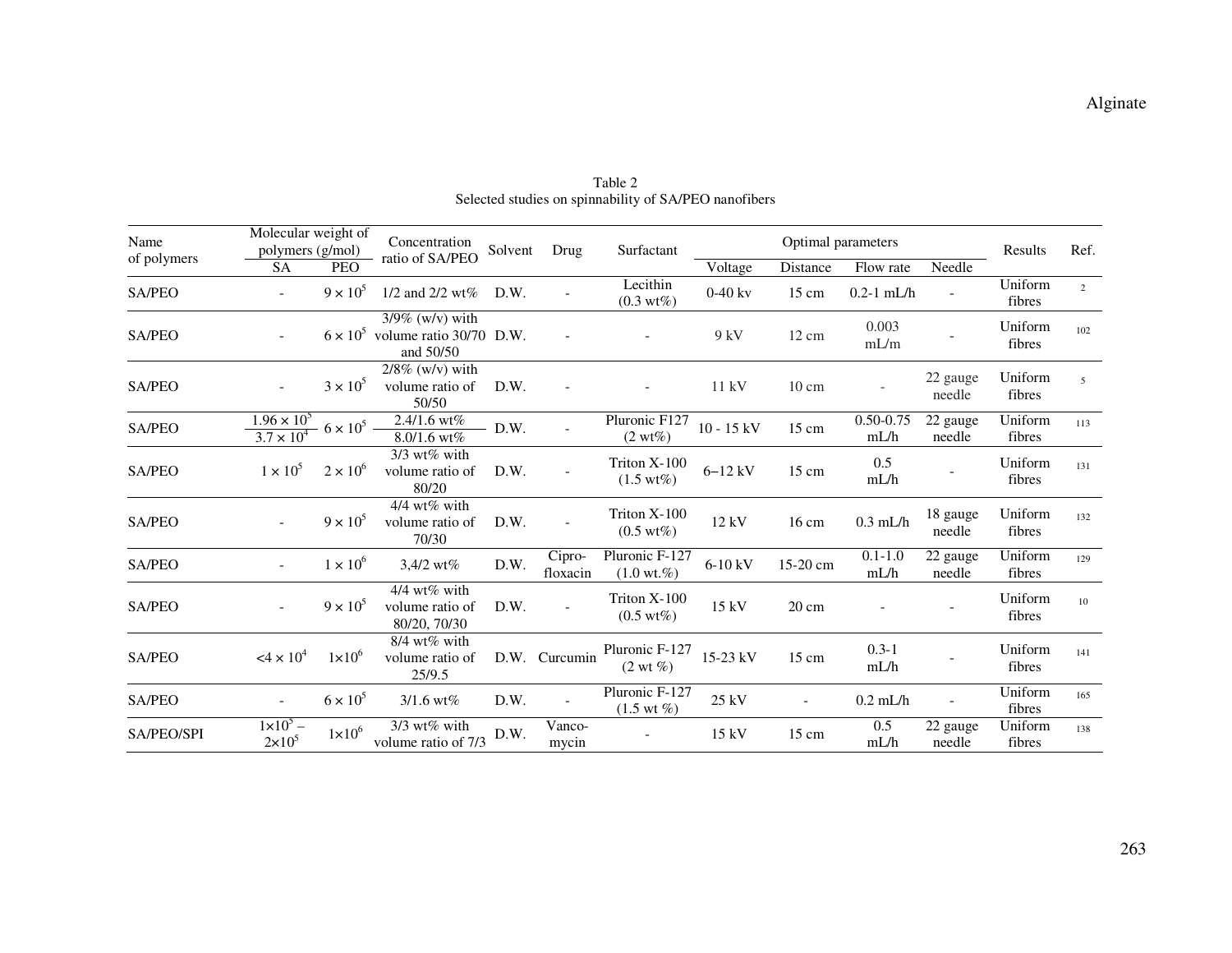Table 2
Selected studies on spinnability of SA/PEO nanofibers

| Name of polymers | Molecular weight of polymers (g/mol) | | Concentration ratio of SA/PEO | Solvent | Drug | Surfactant | Optimal parameters | | | | Results | Ref. |
|---|---|---|---|---|---|---|---|---|---|---|---|---|
| | SA | PEO | | | | | Voltage | Distance | Flow rate | Needle | | |
| SA/PEO | - | $9 \times 10^5$ | 1/2 and 2/2 wt% | D.W. | - | Lecithin (0.3 wt%) | 0-40 kv | 15 cm | 0.2-1 mL/h | - | Uniform fibres | 2 |
| SA/PEO | - | $6 \times 10^5$ | 3/9% (w/v) with volume ratio 30/70 and 50/50 | D.W. | - | - | 9 kV | 12 cm | 0.003 mL/m | - | Uniform fibres | 102 |
| SA/PEO | - | $3 \times 10^5$ | 2/8% (w/v) with volume ratio of 50/50 | D.W. | - | - | 11 kV | 10 cm | - | 22 gauge needle | Uniform fibres | 5 |
| SA/PEO | $1.96 \times 10^5$ / $3.7 \times 10^4$ | $6 \times 10^5$ | 2.4/1.6 wt% / 8.0/1.6 wt% | D.W. | - | Pluronic F127 (2 wt%) | 10 - 15 kV | 15 cm | 0.50-0.75 mL/h | 22 gauge needle | Uniform fibres | 113 |
| SA/PEO | $1 \times 10^5$ | $2 \times 10^6$ | 3/3 wt% with volume ratio of 80/20 | D.W. | - | Triton X-100 (1.5 wt%) | 6–12 kV | 15 cm | 0.5 mL/h | - | Uniform fibres | 131 |
| SA/PEO | - | $9 \times 10^5$ | 4/4 wt% with volume ratio of 70/30 | D.W. | - | Triton X-100 (0.5 wt%) | 12 kV | 16 cm | 0.3 mL/h | 18 gauge needle | Uniform fibres | 132 |
| SA/PEO | - | $1 \times 10^6$ | 3,4/2 wt% | D.W. | Cipro-floxacin | Pluronic F-127 (1.0 wt.%) | 6-10 kV | 15-20 cm | 0.1-1.0 mL/h | 22 gauge needle | Uniform fibres | 129 |
| SA/PEO | - | $9 \times 10^5$ | 4/4 wt% with volume ratio of 80/20, 70/30 | D.W. | - | Triton X-100 (0.5 wt%) | 15 kV | 20 cm | - | - | Uniform fibres | 10 |
| SA/PEO | $<4 \times 10^4$ | $1\times10^6$ | 8/4 wt% with volume ratio of 25/9.5 | D.W. | Curcumin | Pluronic F-127 (2 wt %) | 15-23 kV | 15 cm | 0.3-1 mL/h | - | Uniform fibres | 141 |
| SA/PEO | - | $6 \times 10^5$ | 3/1.6 wt% | D.W. | - | Pluronic F-127 (1.5 wt %) | 25 kV | - | 0.2 mL/h | - | Uniform fibres | 165 |
| SA/PEO/SPI | $1\times10^5$ – $2\times10^5$ | $1\times10^6$ | 3/3 wt% with volume ratio of 7/3 | D.W. | Vanco-mycin | - | 15 kV | 15 cm | 0.5 mL/h | 22 gauge needle | Uniform fibres | 138 |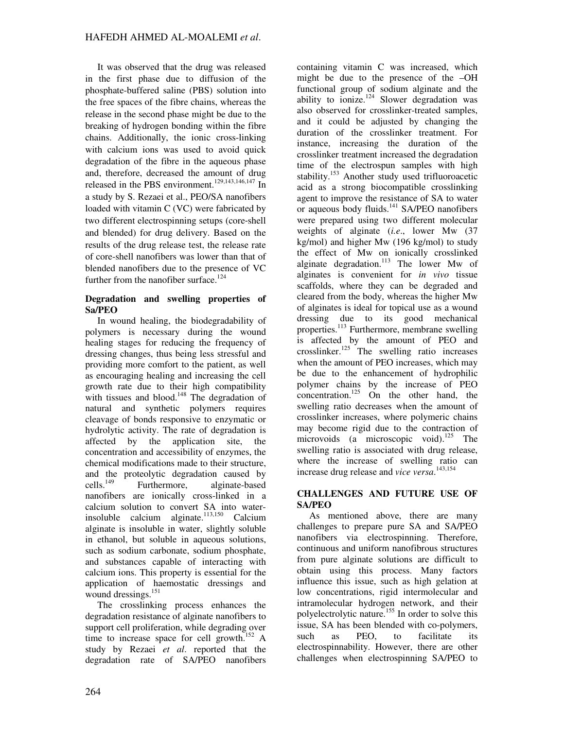It was observed that the drug was released in the first phase due to diffusion of the phosphate-buffered saline (PBS) solution into the free spaces of the fibre chains, whereas the release in the second phase might be due to the breaking of hydrogen bonding within the fibre chains. Additionally, the ionic cross-linking with calcium ions was used to avoid quick degradation of the fibre in the aqueous phase and, therefore, decreased the amount of drug released in the PBS environment.[129,143,146,147] In a study by S. Rezaei et al., PEO/SA nanofibers loaded with vitamin C (VC) were fabricated by two different electrospinning setups (core-shell and blended) for drug delivery. Based on the results of the drug release test, the release rate of core-shell nanofibers was lower than that of blended nanofibers due to the presence of VC further from the nanofiber surface.[124]

### Degradation and swelling properties of Sa/PEO

In wound healing, the biodegradability of polymers is necessary during the wound healing stages for reducing the frequency of dressing changes, thus being less stressful and providing more comfort to the patient, as well as encouraging healing and increasing the cell growth rate due to their high compatibility with tissues and blood.[148] The degradation of natural and synthetic polymers requires cleavage of bonds responsive to enzymatic or hydrolytic activity. The rate of degradation is affected by the application site, the concentration and accessibility of enzymes, the chemical modifications made to their structure, and the proteolytic degradation caused by cells.[149] Furthermore, alginate-based nanofibers are ionically cross-linked in a calcium solution to convert SA into water-insoluble calcium alginate.[113,150] Calcium alginate is insoluble in water, slightly soluble in ethanol, but soluble in aqueous solutions, such as sodium carbonate, sodium phosphate, and substances capable of interacting with calcium ions. This property is essential for the application of haemostatic dressings and wound dressings.[151]

The crosslinking process enhances the degradation resistance of alginate nanofibers to support cell proliferation, while degrading over time to increase space for cell growth.[152] A study by Rezaei *et al*. reported that the degradation rate of SA/PEO nanofibers containing vitamin C was increased, which might be due to the presence of the –OH functional group of sodium alginate and the ability to ionize.[124] Slower degradation was also observed for crosslinker-treated samples, and it could be adjusted by changing the duration of the crosslinker treatment. For instance, increasing the duration of the crosslinker treatment increased the degradation time of the electrospun samples with high stability.[153] Another study used trifluoroacetic acid as a strong biocompatible crosslinking agent to improve the resistance of SA to water or aqueous body fluids.[141] SA/PEO nanofibers were prepared using two different molecular weights of alginate (*i.e*., lower Mw (37 kg/mol) and higher Mw (196 kg/mol) to study the effect of Mw on ionically crosslinked alginate degradation.[113] The lower Mw of alginates is convenient for *in vivo* tissue scaffolds, where they can be degraded and cleared from the body, whereas the higher Mw of alginates is ideal for topical use as a wound dressing due to its good mechanical properties.[113] Furthermore, membrane swelling is affected by the amount of PEO and crosslinker.[125] The swelling ratio increases when the amount of PEO increases, which may be due to the enhancement of hydrophilic polymer chains by the increase of PEO concentration.[125] On the other hand, the swelling ratio decreases when the amount of crosslinker increases, where polymeric chains may become rigid due to the contraction of microvoids (a microscopic void).[125] The swelling ratio is associated with drug release, where the increase of swelling ratio can increase drug release and *vice versa*.[143,154]

## CHALLENGES AND FUTURE USE OF SA/PEO

As mentioned above, there are many challenges to prepare pure SA and SA/PEO nanofibers via electrospinning. Therefore, continuous and uniform nanofibrous structures from pure alginate solutions are difficult to obtain using this process. Many factors influence this issue, such as high gelation at low concentrations, rigid intermolecular and intramolecular hydrogen network, and their polyelectrolytic nature.[155] In order to solve this issue, SA has been blended with co-polymers, such as PEO, to facilitate its electrospinnability. However, there are other challenges when electrospinning SA/PEO to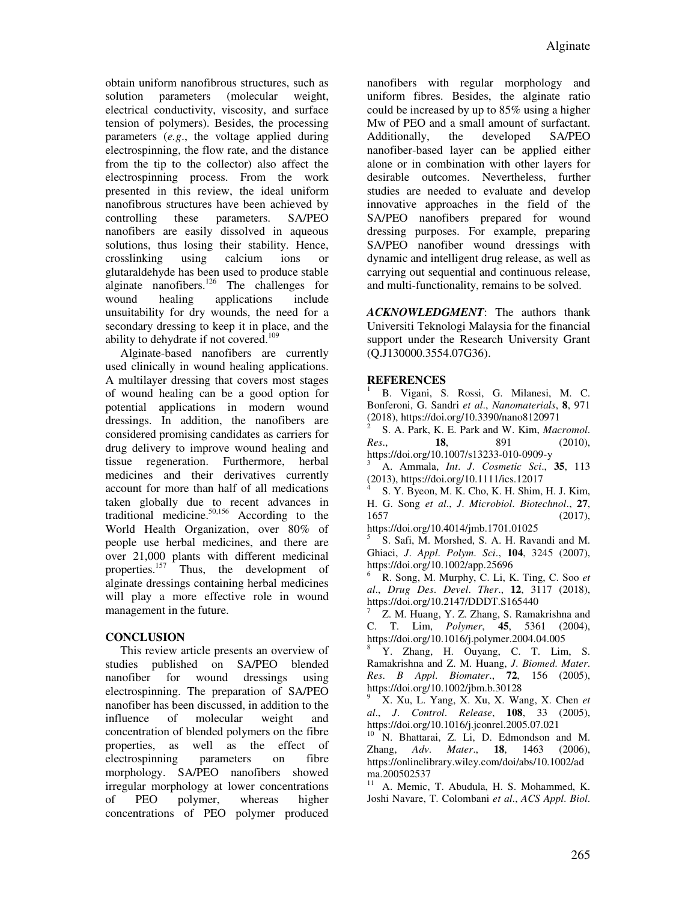obtain uniform nanofibrous structures, such as solution parameters (molecular weight, electrical conductivity, viscosity, and surface tension of polymers). Besides, the processing parameters (*e.g*., the voltage applied during electrospinning, the flow rate, and the distance from the tip to the collector) also affect the electrospinning process. From the work presented in this review, the ideal uniform nanofibrous structures have been achieved by controlling these parameters. SA/PEO nanofibers are easily dissolved in aqueous solutions, thus losing their stability. Hence, crosslinking using calcium ions or glutaraldehyde has been used to produce stable alginate nanofibers.[126] The challenges for wound healing applications include unsuitability for dry wounds, the need for a secondary dressing to keep it in place, and the ability to dehydrate if not covered.[109]

Alginate-based nanofibers are currently used clinically in wound healing applications. A multilayer dressing that covers most stages of wound healing can be a good option for potential applications in modern wound dressings. In addition, the nanofibers are considered promising candidates as carriers for drug delivery to improve wound healing and tissue regeneration. Furthermore, herbal medicines and their derivatives currently account for more than half of all medications taken globally due to recent advances in traditional medicine.[50,156] According to the World Health Organization, over 80% of people use herbal medicines, and there are over 21,000 plants with different medicinal properties.[157] Thus, the development of alginate dressings containing herbal medicines will play a more effective role in wound management in the future.

## CONCLUSION

This review article presents an overview of studies published on SA/PEO blended nanofiber for wound dressings using electrospinning. The preparation of SA/PEO nanofiber has been discussed, in addition to the influence of molecular weight and concentration of blended polymers on the fibre properties, as well as the effect of electrospinning parameters on fibre morphology. SA/PEO nanofibers showed irregular morphology at lower concentrations of PEO polymer, whereas higher concentrations of PEO polymer produced nanofibers with regular morphology and uniform fibres. Besides, the alginate ratio could be increased by up to 85% using a higher Mw of PEO and a small amount of surfactant. Additionally, the developed SA/PEO nanofiber-based layer can be applied either alone or in combination with other layers for desirable outcomes. Nevertheless, further studies are needed to evaluate and develop innovative approaches in the field of the SA/PEO nanofibers prepared for wound dressing purposes. For example, preparing SA/PEO nanofiber wound dressings with dynamic and intelligent drug release, as well as carrying out sequential and continuous release, and multi-functionality, remains to be solved.

***ACKNOWLEDGMENT***: The authors thank Universiti Teknologi Malaysia for the financial support under the Research University Grant (Q.J130000.3554.07G36).

## REFERENCES

[1] B. Vigani, S. Rossi, G. Milanesi, M. C. Bonferoni, G. Sandri *et al*., *Nanomaterials*, **8**, 971 (2018), https://doi.org/10.3390/nano8120971

[2] S. A. Park, K. E. Park and W. Kim, *Macromol. Res*., **18**, 891 (2010), https://doi.org/10.1007/s13233-010-0909-y

[3] A. Ammala, *Int. J. Cosmetic Sci*., **35**, 113 (2013), https://doi.org/10.1111/ics.12017

[4] S. Y. Byeon, M. K. Cho, K. H. Shim, H. J. Kim, H. G. Song *et al*., *J. Microbiol. Biotechnol*., **27**, 1657 (2017), https://doi.org/10.4014/jmb.1701.01025

[5] S. Safi, M. Morshed, S. A. H. Ravandi and M. Ghiaci, *J. Appl. Polym. Sci*., **104**, 3245 (2007), https://doi.org/10.1002/app.25696

[6] R. Song, M. Murphy, C. Li, K. Ting, C. Soo *et al*., *Drug Des. Devel. Ther*., **12**, 3117 (2018), https://doi.org/10.2147/DDDT.S165440

[7] Z. M. Huang, Y. Z. Zhang, S. Ramakrishna and C. T. Lim, *Polymer*, **45**, 5361 (2004), https://doi.org/10.1016/j.polymer.2004.04.005

[8] Y. Zhang, H. Ouyang, C. T. Lim, S. Ramakrishna and Z. M. Huang, *J. Biomed. Mater. Res. B Appl. Biomater*., **72**, 156 (2005), https://doi.org/10.1002/jbm.b.30128

[9] X. Xu, L. Yang, X. Xu, X. Wang, X. Chen *et al*., *J. Control. Release*, **108**, 33 (2005), https://doi.org/10.1016/j.jconrel.2005.07.021

[10] N. Bhattarai, Z. Li, D. Edmondson and M. Zhang, *Adv. Mater*., **18**, 1463 (2006), https://onlinelibrary.wiley.com/doi/abs/10.1002/adma.200502537

[11] A. Memic, T. Abudula, H. S. Mohammed, K. Joshi Navare, T. Colombani *et al*., *ACS Appl. Biol.*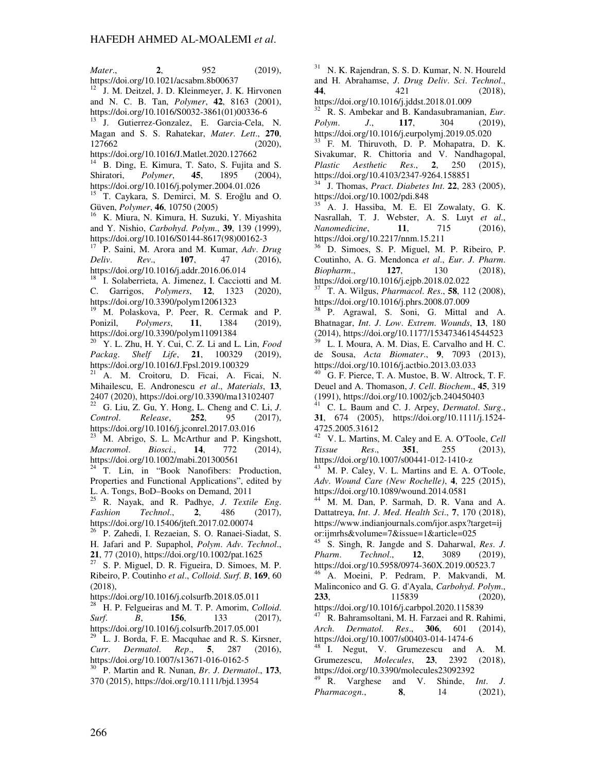*Mater*., **2**, 952 (2019), https://doi.org/10.1021/acsabm.8b00637

[12] J. M. Deitzel, J. D. Kleinmeyer, J. K. Hirvonen and N. C. B. Tan, *Polymer*, **42**, 8163 (2001), https://doi.org/10.1016/S0032-3861(01)00336-6

[13] J. Gutierrez-Gonzalez, E. Garcia-Cela, N. Magan and S. S. Rahatekar, *Mater. Lett*., **270**, 127662 (2020), https://doi.org/10.1016/J.Matlet.2020.127662

[14] B. Ding, E. Kimura, T. Sato, S. Fujita and S. Shiratori, *Polymer*, **45**, 1895 (2004), https://doi.org/10.1016/j.polymer.2004.01.026

[15] T. Caykara, S. Demirci, M. S. Eroğlu and O. Güven, *Polymer*, **46**, 10750 (2005)

[16] K. Miura, N. Kimura, H. Suzuki, Y. Miyashita and Y. Nishio, *Carbohyd. Polym*., **39**, 139 (1999), https://doi.org/10.1016/S0144-8617(98)00162-3

[17] P. Saini, M. Arora and M. Kumar, *Adv. Drug Deliv. Rev*., **107**, 47 (2016), https://doi.org/10.1016/j.addr.2016.06.014

[18] I. Solaberrieta, A. Jimenez, I. Cacciotti and M. C. Garrigos, *Polymers*, **12**, 1323 (2020), https://doi.org/10.3390/polym12061323

[19] M. Polaskova, P. Peer, R. Cermak and P. Ponizil, *Polymers*, **11**, 1384 (2019), https://doi.org/10.3390/polym11091384

[20] Y. L. Zhu, H. Y. Cui, C. Z. Li and L. Lin, *Food Packag. Shelf Life*, **21**, 100329 (2019), https://doi.org/10.1016/J.Fpsl.2019.100329

[21] A. M. Croitoru, D. Ficai, A. Ficai, N. Mihailescu, E. Andronescu *et al*., *Materials*, **13**, 2407 (2020), https://doi.org/10.3390/ma13102407

[22] G. Liu, Z. Gu, Y. Hong, L. Cheng and C. Li, *J. Control. Release*, **252**, 95 (2017), https://doi.org/10.1016/j.jconrel.2017.03.016

[23] M. Abrigo, S. L. McArthur and P. Kingshott, *Macromol. Biosci*., **14**, 772 (2014), https://doi.org/10.1002/mabi.201300561

[24] T. Lin, in "Book Nanofibers: Production, Properties and Functional Applications", edited by L. A. Tongs, BoD–Books on Demand, 2011

[25] R. Nayak, and R. Padhye, *J. Textile Eng. Fashion Technol*., **2**, 486 (2017), https://doi.org/10.15406/jteft.2017.02.00074

[26] P. Zahedi, I. Rezaeian, S. O. Ranaei-Siadat, S. H. Jafari and P. Supaphol, *Polym. Adv. Technol*., **21**, 77 (2010), https://doi.org/10.1002/pat.1625

[27] S. P. Miguel, D. R. Figueira, D. Simoes, M. P. Ribeiro, P. Coutinho *et al*., *Colloid. Surf. B*, **169**, 60 (2018), https://doi.org/10.1016/j.colsurfb.2018.05.011

[28] H. P. Felgueiras and M. T. P. Amorim, *Colloid. Surf. B*, **156**, 133 (2017), https://doi.org/10.1016/j.colsurfb.2017.05.001

[29] L. J. Borda, F. E. Macquhae and R. S. Kirsner, *Curr. Dermatol. Rep*., **5**, 287 (2016), https://doi.org/10.1007/s13671-016-0162-5

[30] P. Martin and R. Nunan, *Br. J. Dermatol*., **173**, 370 (2015), https://doi.org/10.1111/bjd.13954

[31] N. K. Rajendran, S. S. D. Kumar, N. N. Houreld and H. Abrahamse, *J. Drug Deliv. Sci. Technol*., **44**, 421 (2018), https://doi.org/10.1016/j.jddst.2018.01.009

[32] R. S. Ambekar and B. Kandasubramanian, *Eur. Polym. J*., **117**, 304 (2019), https://doi.org/10.1016/j.eurpolymj.2019.05.020

[33] F. M. Thiruvoth, D. P. Mohapatra, D. K. Sivakumar, R. Chittoria and V. Nandhagopal, *Plastic Aesthetic Res*., **2**, 250 (2015), https://doi.org/10.4103/2347-9264.158851

[34] J. Thomas, *Pract. Diabetes Int*. **22**, 283 (2005), https://doi.org/10.1002/pdi.848

[35] A. J. Hassiba, M. E. El Zowalaty, G. K. Nasrallah, T. J. Webster, A. S. Luyt *et al*., *Nanomedicine*, **11**, 715 (2016), https://doi.org/10.2217/nnm.15.211

[36] D. Simoes, S. P. Miguel, M. P. Ribeiro, P. Coutinho, A. G. Mendonca *et al*., *Eur. J. Pharm. Biopharm*., **127**, 130 (2018), https://doi.org/10.1016/j.ejpb.2018.02.022

[37] T. A. Wilgus, *Pharmacol. Res*., **58**, 112 (2008), https://doi.org/10.1016/j.phrs.2008.07.009

[38] P. Agrawal, S. Soni, G. Mittal and A. Bhatnagar, *Int. J. Low. Extrem. Wounds*, **13**, 180 (2014), https://doi.org/10.1177/1534734614544523

[39] L. I. Moura, A. M. Dias, E. Carvalho and H. C. de Sousa, *Acta Biomater*., **9**, 7093 (2013), https://doi.org/10.1016/j.actbio.2013.03.033

[40] G. F. Pierce, T. A. Mustoe, B. W. Altrock, T. F. Deuel and A. Thomason, *J. Cell. Biochem*., **45**, 319 (1991), https://doi.org/10.1002/jcb.240450403

[41] C. L. Baum and C. J. Arpey, *Dermatol. Surg*., **31**, 674 (2005), https://doi.org/10.1111/j.1524-4725.2005.31612

[42] V. L. Martins, M. Caley and E. A. O'Toole, *Cell Tissue Res*., **351**, 255 (2013), https://doi.org/10.1007/s00441-012-1410-z

[43] M. P. Caley, V. L. Martins and E. A. O'Toole, *Adv. Wound Care (New Rochelle)*, **4**, 225 (2015), https://doi.org/10.1089/wound.2014.0581

[44] M. M. Dan, P. Sarmah, D. R. Vana and A. Dattatreya, *Int. J. Med. Health Sci*., **7**, 170 (2018), https://www.indianjournals.com/ijor.aspx?target=ijor:ijmrhs&volume=7&issue=1&article=025

[45] S. Singh, R. Jangde and S. Daharwal, *Res. J. Pharm. Technol*., **12**, 3089 (2019), https://doi.org/10.5958/0974-360X.2019.00523.7

[46] A. Moeini, P. Pedram, P. Makvandi, M. Malinconico and G. G. d'Ayala, *Carbohyd. Polym*., **233**, 115839 (2020), https://doi.org/10.1016/j.carbpol.2020.115839

[47] R. Bahramsoltani, M. H. Farzaei and R. Rahimi, *Arch. Dermatol. Res*., **306**, 601 (2014), https://doi.org/10.1007/s00403-014-1474-6

[48] I. Negut, V. Grumezescu and A. M. Grumezescu, *Molecules*, **23**, 2392 (2018), https://doi.org/10.3390/molecules23092392

[49] R. Varghese and V. Shinde, *Int. J. Pharmacogn*., **8**, 14 (2021),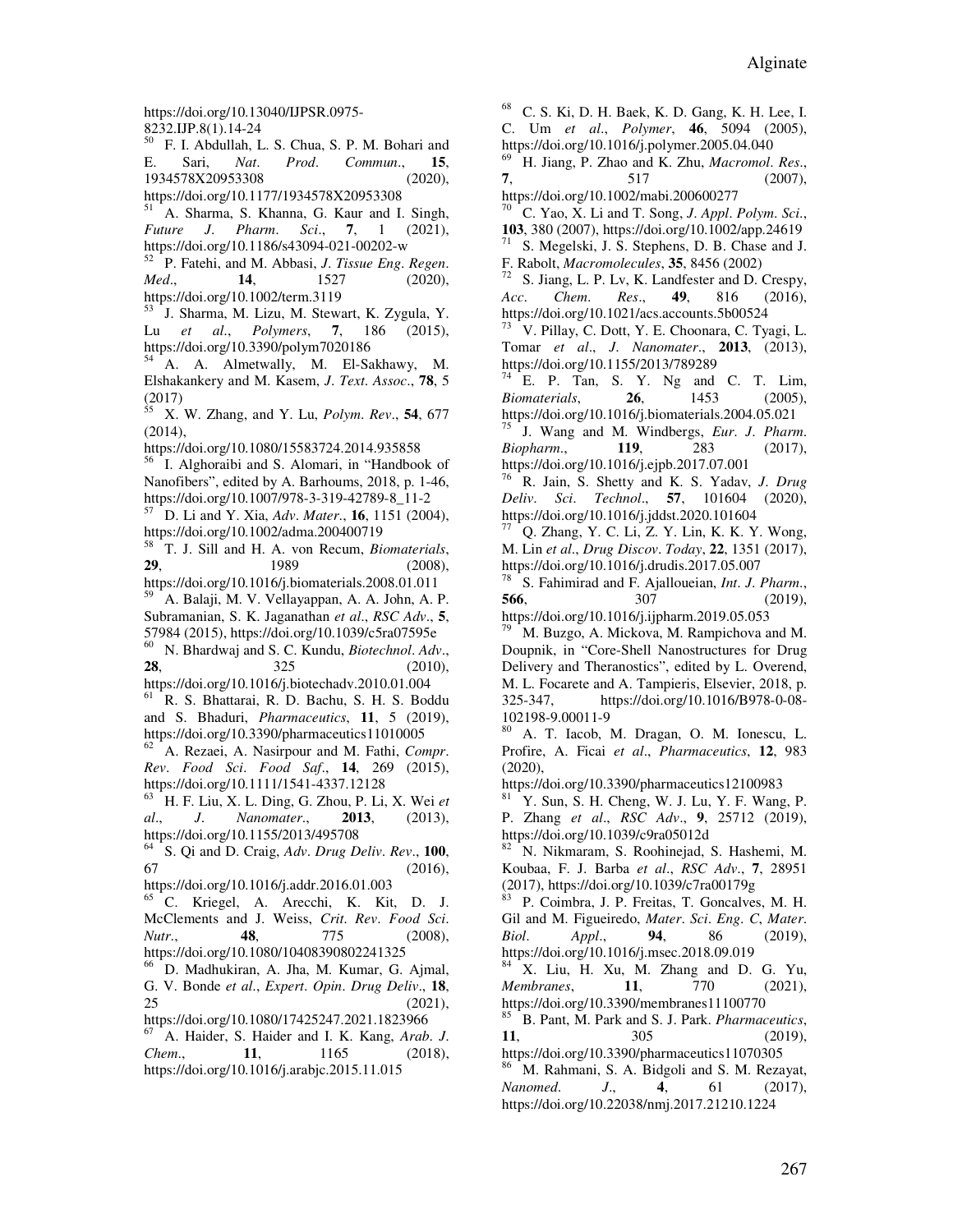https://doi.org/10.13040/IJPSR.0975-8232.IJP.8(1).14-24

[50] F. I. Abdullah, L. S. Chua, S. P. M. Bohari and E. Sari, *Nat. Prod. Commun.*, **15**, 1934578X20953308 (2020), https://doi.org/10.1177/1934578X20953308

[51] A. Sharma, S. Khanna, G. Kaur and I. Singh, *Future J. Pharm. Sci.*, **7**, 1 (2021), https://doi.org/10.1186/s43094-021-00202-w

[52] P. Fatehi, and M. Abbasi, *J. Tissue Eng. Regen. Med.*, **14**, 1527 (2020), https://doi.org/10.1002/term.3119

[53] J. Sharma, M. Lizu, M. Stewart, K. Zygula, Y. Lu *et al.*, *Polymers*, **7**, 186 (2015), https://doi.org/10.3390/polym7020186

[54] A. A. Almetwally, M. El-Sakhawy, M. Elshakankery and M. Kasem, *J. Text. Assoc.*, **78**, 5 (2017)

[55] X. W. Zhang, and Y. Lu, *Polym. Rev.*, **54**, 677 (2014), https://doi.org/10.1080/15583724.2014.935858

[56] I. Alghoraibi and S. Alomari, in "Handbook of Nanofibers", edited by A. Barhoums, 2018, p. 1-46, https://doi.org/10.1007/978-3-319-42789-8_11-2

[57] D. Li and Y. Xia, *Adv. Mater.*, **16**, 1151 (2004), https://doi.org/10.1002/adma.200400719

[58] T. J. Sill and H. A. von Recum, *Biomaterials*, **29**, 1989 (2008), https://doi.org/10.1016/j.biomaterials.2008.01.011

[59] A. Balaji, M. V. Vellayappan, A. A. John, A. P. Subramanian, S. K. Jaganathan *et al.*, *RSC Adv.*, **5**, 57984 (2015), https://doi.org/10.1039/c5ra07595e

[60] N. Bhardwaj and S. C. Kundu, *Biotechnol. Adv.*, **28**, 325 (2010), https://doi.org/10.1016/j.biotechadv.2010.01.004

[61] R. S. Bhattarai, R. D. Bachu, S. H. S. Boddu and S. Bhaduri, *Pharmaceutics*, **11**, 5 (2019), https://doi.org/10.3390/pharmaceutics11010005

[62] A. Rezaei, A. Nasirpour and M. Fathi, *Compr. Rev. Food Sci. Food Saf.*, **14**, 269 (2015), https://doi.org/10.1111/1541-4337.12128

[63] H. F. Liu, X. L. Ding, G. Zhou, P. Li, X. Wei *et al.*, *J. Nanomater.*, **2013**, (2013), https://doi.org/10.1155/2013/495708

[64] S. Qi and D. Craig, *Adv. Drug Deliv. Rev.*, **100**, 67 (2016), https://doi.org/10.1016/j.addr.2016.01.003

[65] C. Kriegel, A. Arecchi, K. Kit, D. J. McClements and J. Weiss, *Crit. Rev. Food Sci. Nutr.*, **48**, 775 (2008), https://doi.org/10.1080/10408390802241325

[66] D. Madhukiran, A. Jha, M. Kumar, G. Ajmal, G. V. Bonde *et al.*, *Expert. Opin. Drug Deliv.*, **18**, 25 (2021), https://doi.org/10.1080/17425247.2021.1823966

[67] A. Haider, S. Haider and I. K. Kang, *Arab. J. Chem.*, **11**, 1165 (2018), https://doi.org/10.1016/j.arabjc.2015.11.015

[68] C. S. Ki, D. H. Baek, K. D. Gang, K. H. Lee, I. C. Um *et al.*, *Polymer*, **46**, 5094 (2005), https://doi.org/10.1016/j.polymer.2005.04.040

[69] H. Jiang, P. Zhao and K. Zhu, *Macromol. Res.*, **7**, 517 (2007), https://doi.org/10.1002/mabi.200600277

[70] C. Yao, X. Li and T. Song, *J. Appl. Polym. Sci.*, **103**, 380 (2007), https://doi.org/10.1002/app.24619

[71] S. Megelski, J. S. Stephens, D. B. Chase and J. F. Rabolt, *Macromolecules*, **35**, 8456 (2002)

[72] S. Jiang, L. P. Lv, K. Landfester and D. Crespy, *Acc. Chem. Res.*, **49**, 816 (2016), https://doi.org/10.1021/acs.accounts.5b00524

[73] V. Pillay, C. Dott, Y. E. Choonara, C. Tyagi, L. Tomar *et al.*, *J. Nanomater.*, **2013**, (2013), https://doi.org/10.1155/2013/789289

[74] E. P. Tan, S. Y. Ng and C. T. Lim, *Biomaterials*, **26**, 1453 (2005), https://doi.org/10.1016/j.biomaterials.2004.05.021

[75] J. Wang and M. Windbergs, *Eur. J. Pharm. Biopharm.*, **119**, 283 (2017), https://doi.org/10.1016/j.ejpb.2017.07.001

[76] R. Jain, S. Shetty and K. S. Yadav, *J. Drug Deliv. Sci. Technol.*, **57**, 101604 (2020), https://doi.org/10.1016/j.jddst.2020.101604

[77] Q. Zhang, Y. C. Li, Z. Y. Lin, K. K. Y. Wong, M. Lin *et al.*, *Drug Discov. Today*, **22**, 1351 (2017), https://doi.org/10.1016/j.drudis.2017.05.007

[78] S. Fahimirad and F. Ajalloueian, *Int. J. Pharm.*, **566**, 307 (2019), https://doi.org/10.1016/j.ijpharm.2019.05.053

[79] M. Buzgo, A. Mickova, M. Rampichova and M. Doupnik, in "Core-Shell Nanostructures for Drug Delivery and Theranostics", edited by L. Overend, M. L. Focarete and A. Tampieris, Elsevier, 2018, p. 325-347, https://doi.org/10.1016/B978-0-08-102198-9.00011-9

[80] A. T. Iacob, M. Dragan, O. M. Ionescu, L. Profire, A. Ficai *et al.*, *Pharmaceutics*, **12**, 983 (2020), https://doi.org/10.3390/pharmaceutics12100983

[81] Y. Sun, S. H. Cheng, W. J. Lu, Y. F. Wang, P. P. Zhang *et al.*, *RSC Adv.*, **9**, 25712 (2019), https://doi.org/10.1039/c9ra05012d

[82] N. Nikmaram, S. Roohinejad, S. Hashemi, M. Koubaa, F. J. Barba *et al.*, *RSC Adv.*, **7**, 28951 (2017), https://doi.org/10.1039/c7ra00179g

[83] P. Coimbra, J. P. Freitas, T. Goncalves, M. H. Gil and M. Figueiredo, *Mater. Sci. Eng. C*, *Mater. Biol. Appl.*, **94**, 86 (2019), https://doi.org/10.1016/j.msec.2018.09.019

[84] X. Liu, H. Xu, M. Zhang and D. G. Yu, *Membranes*, **11**, 770 (2021), https://doi.org/10.3390/membranes11100770

[85] B. Pant, M. Park and S. J. Park. *Pharmaceutics*, **11**, 305 (2019), https://doi.org/10.3390/pharmaceutics11070305

[86] M. Rahmani, S. A. Bidgoli and S. M. Rezayat, *Nanomed. J.*, **4**, 61 (2017), https://doi.org/10.22038/nmj.2017.21210.1224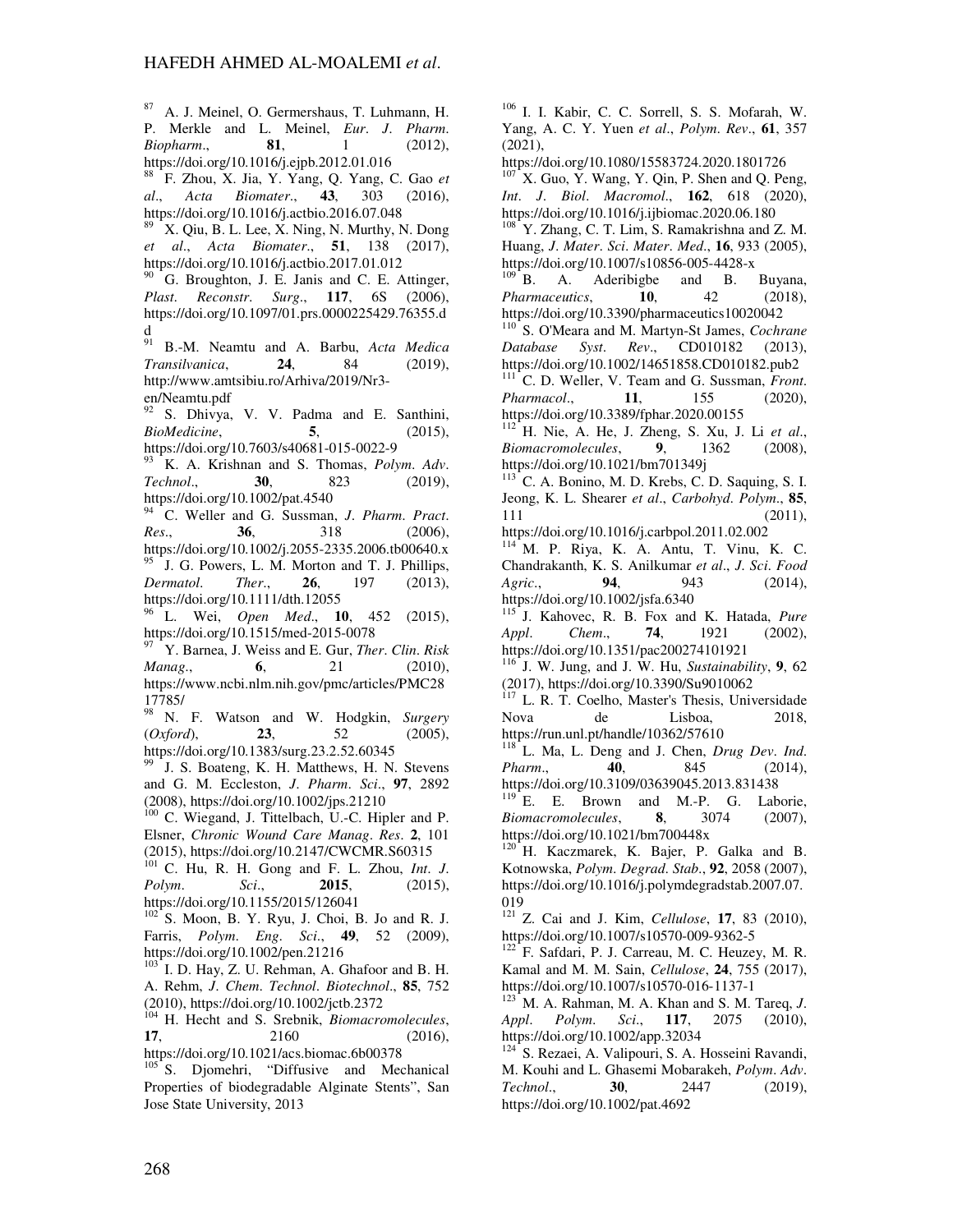[87] A. J. Meinel, O. Germershaus, T. Luhmann, H. P. Merkle and L. Meinel, *Eur. J. Pharm. Biopharm.*, **81**, 1 (2012), https://doi.org/10.1016/j.ejpb.2012.01.016

[88] F. Zhou, X. Jia, Y. Yang, Q. Yang, C. Gao *et al.*, *Acta Biomater.*, **43**, 303 (2016), https://doi.org/10.1016/j.actbio.2016.07.048

[89] X. Qiu, B. L. Lee, X. Ning, N. Murthy, N. Dong *et al.*, *Acta Biomater.*, **51**, 138 (2017), https://doi.org/10.1016/j.actbio.2017.01.012

[90] G. Broughton, J. E. Janis and C. E. Attinger, *Plast. Reconstr. Surg.*, **117**, 6S (2006), https://doi.org/10.1097/01.prs.0000225429.76355.dd

[91] B.-M. Neamtu and A. Barbu, *Acta Medica Transilvanica*, **24**, 84 (2019), http://www.amtsibiu.ro/Arhiva/2019/Nr3-en/Neamtu.pdf

[92] S. Dhivya, V. V. Padma and E. Santhini, *BioMedicine*, **5**, (2015), https://doi.org/10.7603/s40681-015-0022-9

[93] K. A. Krishnan and S. Thomas, *Polym. Adv. Technol.*, **30**, 823 (2019), https://doi.org/10.1002/pat.4540

[94] C. Weller and G. Sussman, *J. Pharm. Pract. Res.*, **36**, 318 (2006), https://doi.org/10.1002/j.2055-2335.2006.tb00640.x

[95] J. G. Powers, L. M. Morton and T. J. Phillips, *Dermatol. Ther.*, **26**, 197 (2013), https://doi.org/10.1111/dth.12055

[96] L. Wei, *Open Med.*, **10**, 452 (2015), https://doi.org/10.1515/med-2015-0078

[97] Y. Barnea, J. Weiss and E. Gur, *Ther. Clin. Risk Manag.*, **6**, 21 (2010), https://www.ncbi.nlm.nih.gov/pmc/articles/PMC2817785/

[98] N. F. Watson and W. Hodgkin, *Surgery (Oxford)*, **23**, 52 (2005), https://doi.org/10.1383/surg.23.2.52.60345

[99] J. S. Boateng, K. H. Matthews, H. N. Stevens and G. M. Eccleston, *J. Pharm. Sci.*, **97**, 2892 (2008), https://doi.org/10.1002/jps.21210

[100] C. Wiegand, J. Tittelbach, U.-C. Hipler and P. Elsner, *Chronic Wound Care Manag. Res.* **2**, 101 (2015), https://doi.org/10.2147/CWCMR.S60315

[101] C. Hu, R. H. Gong and F. L. Zhou, *Int. J. Polym. Sci.*, **2015**, (2015), https://doi.org/10.1155/2015/126041

[102] S. Moon, B. Y. Ryu, J. Choi, B. Jo and R. J. Farris, *Polym. Eng. Sci.*, **49**, 52 (2009), https://doi.org/10.1002/pen.21216

[103] I. D. Hay, Z. U. Rehman, A. Ghafoor and B. H. A. Rehm, *J. Chem. Technol. Biotechnol.*, **85**, 752 (2010), https://doi.org/10.1002/jctb.2372

[104] H. Hecht and S. Srebnik, *Biomacromolecules*, **17**, 2160 (2016), https://doi.org/10.1021/acs.biomac.6b00378

[105] S. Djomehri, "Diffusive and Mechanical Properties of biodegradable Alginate Stents", San Jose State University, 2013

[106] I. I. Kabir, C. C. Sorrell, S. S. Mofarah, W. Yang, A. C. Y. Yuen *et al.*, *Polym. Rev.*, **61**, 357 (2021), https://doi.org/10.1080/15583724.2020.1801726

[107] X. Guo, Y. Wang, Y. Qin, P. Shen and Q. Peng, *Int. J. Biol. Macromol.*, **162**, 618 (2020), https://doi.org/10.1016/j.ijbiomac.2020.06.180

[108] Y. Zhang, C. T. Lim, S. Ramakrishna and Z. M. Huang, *J. Mater. Sci. Mater. Med.*, **16**, 933 (2005), https://doi.org/10.1007/s10856-005-4428-x

[109] B. A. Aderibigbe and B. Buyana, *Pharmaceutics*, **10**, 42 (2018), https://doi.org/10.3390/pharmaceutics10020042

[110] S. O'Meara and M. Martyn-St James, *Cochrane Database Syst. Rev.*, CD010182 (2013), https://doi.org/10.1002/14651858.CD010182.pub2

[111] C. D. Weller, V. Team and G. Sussman, *Front. Pharmacol.*, **11**, 155 (2020), https://doi.org/10.3389/fphar.2020.00155

[112] H. Nie, A. He, J. Zheng, S. Xu, J. Li *et al.*, *Biomacromolecules*, **9**, 1362 (2008), https://doi.org/10.1021/bm701349j

[113] C. A. Bonino, M. D. Krebs, C. D. Saquing, S. I. Jeong, K. L. Shearer *et al.*, *Carbohyd. Polym.*, **85**, 111 (2011), https://doi.org/10.1016/j.carbpol.2011.02.002

[114] M. P. Riya, K. A. Antu, T. Vinu, K. C. Chandrakanth, K. S. Anilkumar *et al.*, *J. Sci. Food Agric.*, **94**, 943 (2014), https://doi.org/10.1002/jsfa.6340

[115] J. Kahovec, R. B. Fox and K. Hatada, *Pure Appl. Chem.*, **74**, 1921 (2002), https://doi.org/10.1351/pac200274101921

[116] J. W. Jung, and J. W. Hu, *Sustainability*, **9**, 62 (2017), https://doi.org/10.3390/Su9010062

[117] L. R. T. Coelho, Master's Thesis, Universidade Nova de Lisboa, 2018, https://run.unl.pt/handle/10362/57610

[118] L. Ma, L. Deng and J. Chen, *Drug Dev. Ind. Pharm.*, **40**, 845 (2014), https://doi.org/10.3109/03639045.2013.831438

[119] E. E. Brown and M.-P. G. Laborie, *Biomacromolecules*, **8**, 3074 (2007), https://doi.org/10.1021/bm700448x

[120] H. Kaczmarek, K. Bajer, P. Galka and B. Kotnowska, *Polym. Degrad. Stab.*, **92**, 2058 (2007), https://doi.org/10.1016/j.polymdegradstab.2007.07.019

[121] Z. Cai and J. Kim, *Cellulose*, **17**, 83 (2010), https://doi.org/10.1007/s10570-009-9362-5

[122] F. Safdari, P. J. Carreau, M. C. Heuzey, M. R. Kamal and M. M. Sain, *Cellulose*, **24**, 755 (2017), https://doi.org/10.1007/s10570-016-1137-1

[123] M. A. Rahman, M. A. Khan and S. M. Tareq, *J. Appl. Polym. Sci.*, **117**, 2075 (2010), https://doi.org/10.1002/app.32034

[124] S. Rezaei, A. Valipouri, S. A. Hosseini Ravandi, M. Kouhi and L. Ghasemi Mobarakeh, *Polym. Adv. Technol.*, **30**, 2447 (2019), https://doi.org/10.1002/pat.4692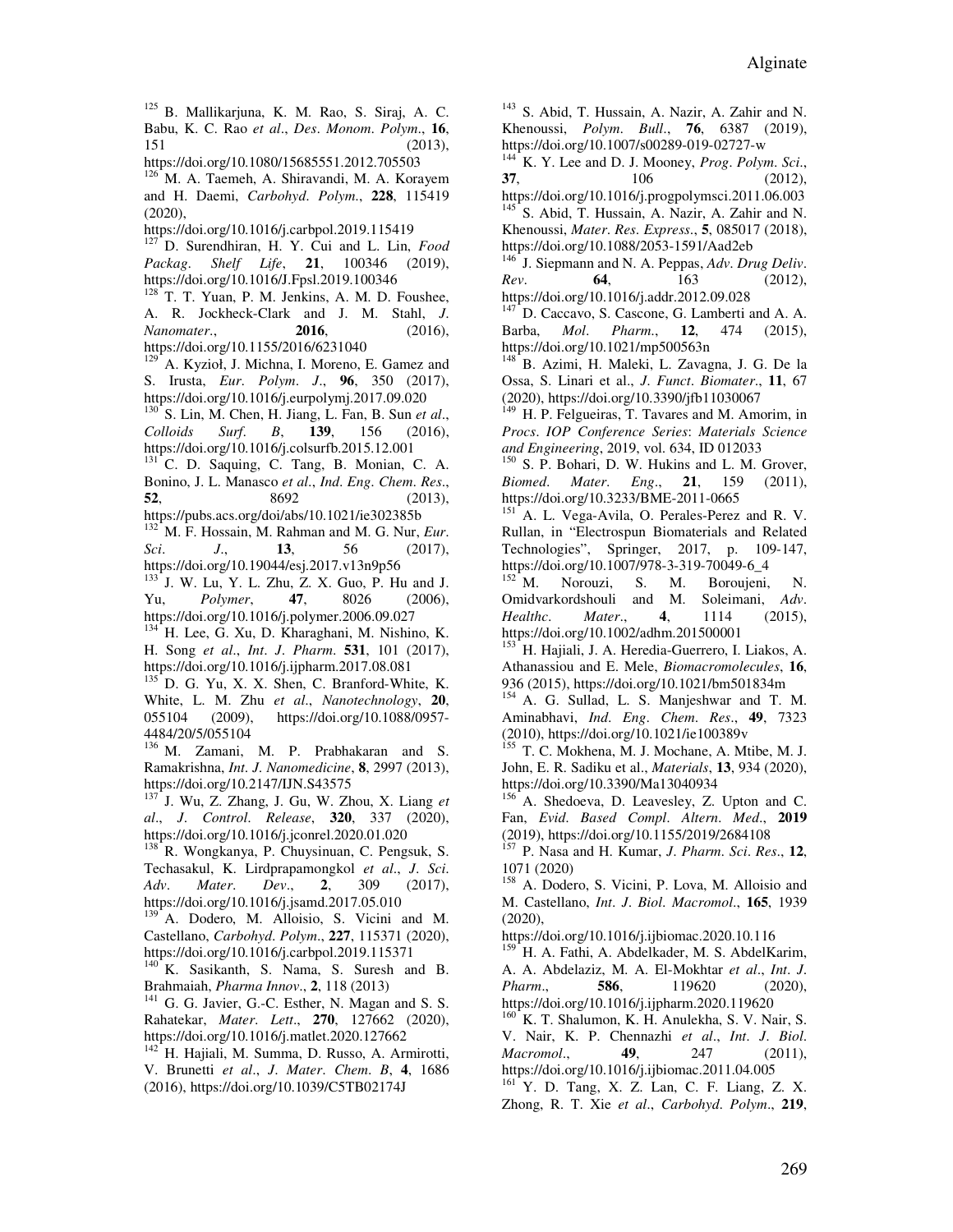[125] B. Mallikarjuna, K. M. Rao, S. Siraj, A. C. Babu, K. C. Rao *et al*., *Des. Monom. Polym*., **16**, 151 (2013), https://doi.org/10.1080/15685551.2012.705503

[126] M. A. Taemeh, A. Shiravandi, M. A. Korayem and H. Daemi, *Carbohyd. Polym*., **228**, 115419 (2020), https://doi.org/10.1016/j.carbpol.2019.115419

[127] D. Surendhiran, H. Y. Cui and L. Lin, *Food Packag. Shelf Life*, **21**, 100346 (2019), https://doi.org/10.1016/J.Fpsl.2019.100346

[128] T. T. Yuan, P. M. Jenkins, A. M. D. Foushee, A. R. Jockheck-Clark and J. M. Stahl, *J. Nanomater*., **2016**, (2016), https://doi.org/10.1155/2016/6231040

[129] A. Kyzioł, J. Michna, I. Moreno, E. Gamez and S. Irusta, *Eur. Polym. J*., **96**, 350 (2017), https://doi.org/10.1016/j.eurpolymj.2017.09.020

[130] S. Lin, M. Chen, H. Jiang, L. Fan, B. Sun *et al*., *Colloids Surf. B*, **139**, 156 (2016), https://doi.org/10.1016/j.colsurfb.2015.12.001

[131] C. D. Saquing, C. Tang, B. Monian, C. A. Bonino, J. L. Manasco *et al*., *Ind. Eng. Chem. Res*., **52**, 8692 (2013), https://pubs.acs.org/doi/abs/10.1021/ie302385b

[132] M. F. Hossain, M. Rahman and M. G. Nur, *Eur. Sci. J*., **13**, 56 (2017), https://doi.org/10.19044/esj.2017.v13n9p56

[133] J. W. Lu, Y. L. Zhu, Z. X. Guo, P. Hu and J. Yu, *Polymer*, **47**, 8026 (2006), https://doi.org/10.1016/j.polymer.2006.09.027

[134] H. Lee, G. Xu, D. Kharaghani, M. Nishino, K. H. Song *et al*., *Int. J. Pharm*. **531**, 101 (2017), https://doi.org/10.1016/j.ijpharm.2017.08.081

[135] D. G. Yu, X. X. Shen, C. Branford-White, K. White, L. M. Zhu *et al*., *Nanotechnology*, **20**, 055104 (2009), https://doi.org/10.1088/0957-4484/20/5/055104

[136] M. Zamani, M. P. Prabhakaran and S. Ramakrishna, *Int. J. Nanomedicine*, **8**, 2997 (2013), https://doi.org/10.2147/IJN.S43575

[137] J. Wu, Z. Zhang, J. Gu, W. Zhou, X. Liang *et al*., *J. Control. Release*, **320**, 337 (2020), https://doi.org/10.1016/j.jconrel.2020.01.020

[138] R. Wongkanya, P. Chuysinuan, C. Pengsuk, S. Techasakul, K. Lirdprapamongkol *et al*., *J. Sci. Adv. Mater. Dev*., **2**, 309 (2017), https://doi.org/10.1016/j.jsamd.2017.05.010

[139] A. Dodero, M. Alloisio, S. Vicini and M. Castellano, *Carbohyd. Polym*., **227**, 115371 (2020), https://doi.org/10.1016/j.carbpol.2019.115371

[140] K. Sasikanth, S. Nama, S. Suresh and B. Brahmaiah, *Pharma Innov*., **2**, 118 (2013)

[141] G. G. Javier, G.-C. Esther, N. Magan and S. S. Rahatekar, *Mater. Lett*., **270**, 127662 (2020), https://doi.org/10.1016/j.matlet.2020.127662

[142] H. Hajiali, M. Summa, D. Russo, A. Armirotti, V. Brunetti *et al*., *J. Mater. Chem. B*, **4**, 1686 (2016), https://doi.org/10.1039/C5TB02174J

[143] S. Abid, T. Hussain, A. Nazir, A. Zahir and N. Khenoussi, *Polym. Bull*., **76**, 6387 (2019), https://doi.org/10.1007/s00289-019-02727-w

[144] K. Y. Lee and D. J. Mooney, *Prog. Polym. Sci*., **37**, 106 (2012), https://doi.org/10.1016/j.progpolymsci.2011.06.003

[145] S. Abid, T. Hussain, A. Nazir, A. Zahir and N. Khenoussi, *Mater. Res. Express*., **5**, 085017 (2018), https://doi.org/10.1088/2053-1591/Aad2eb

[146] J. Siepmann and N. A. Peppas, *Adv. Drug Deliv. Rev*. **64**, 163 (2012), https://doi.org/10.1016/j.addr.2012.09.028

[147] D. Caccavo, S. Cascone, G. Lamberti and A. A. Barba, *Mol. Pharm*., **12**, 474 (2015), https://doi.org/10.1021/mp500563n

[148] B. Azimi, H. Maleki, L. Zavagna, J. G. De la Ossa, S. Linari et al., *J. Funct. Biomater*., **11**, 67 (2020), https://doi.org/10.3390/jfb11030067

[149] H. P. Felgueiras, T. Tavares and M. Amorim, in *Procs. IOP Conference Series: Materials Science and Engineering*, 2019, vol. 634, ID 012033

[150] S. P. Bohari, D. W. Hukins and L. M. Grover, *Biomed. Mater. Eng*., **21**, 159 (2011), https://doi.org/10.3233/BME-2011-0665

[151] A. L. Vega-Avila, O. Perales-Perez and R. V. Rullan, in "Electrospun Biomaterials and Related Technologies", Springer, 2017, p. 109-147, https://doi.org/10.1007/978-3-319-70049-6_4

[152] M. Norouzi, S. M. Boroujeni, N. Omidvarkordshouli and M. Soleimani, *Adv. Healthc. Mater*., **4**, 1114 (2015), https://doi.org/10.1002/adhm.201500001

[153] H. Hajiali, J. A. Heredia-Guerrero, I. Liakos, A. Athanassiou and E. Mele, *Biomacromolecules*, **16**, 936 (2015), https://doi.org/10.1021/bm501834m

[154] A. G. Sullad, L. S. Manjeshwar and T. M. Aminabhavi, *Ind. Eng. Chem. Res*., **49**, 7323 (2010), https://doi.org/10.1021/ie100389v

[155] T. C. Mokhena, M. J. Mochane, A. Mtibe, M. J. John, E. R. Sadiku et al., *Materials*, **13**, 934 (2020), https://doi.org/10.3390/Ma13040934

[156] A. Shedoeva, D. Leavesley, Z. Upton and C. Fan, *Evid. Based Compl. Altern. Med*., **2019** (2019), https://doi.org/10.1155/2019/2684108

[157] P. Nasa and H. Kumar, *J. Pharm. Sci. Res*., **12**, 1071 (2020)

[158] A. Dodero, S. Vicini, P. Lova, M. Alloisio and M. Castellano, *Int. J. Biol. Macromol*., **165**, 1939 (2020), https://doi.org/10.1016/j.ijbiomac.2020.10.116

[159] H. A. Fathi, A. Abdelkader, M. S. AbdelKarim, A. A. Abdelaziz, M. A. El-Mokhtar *et al*., *Int. J. Pharm*., **586**, 119620 (2020), https://doi.org/10.1016/j.ijpharm.2020.119620

[160] K. T. Shalumon, K. H. Anulekha, S. V. Nair, S. V. Nair, K. P. Chennazhi *et al*., *Int. J. Biol. Macromol*., **49**, 247 (2011), https://doi.org/10.1016/j.ijbiomac.2011.04.005

[161] Y. D. Tang, X. Z. Lan, C. F. Liang, Z. X. Zhong, R. T. Xie *et al*., *Carbohyd. Polym*., **219**,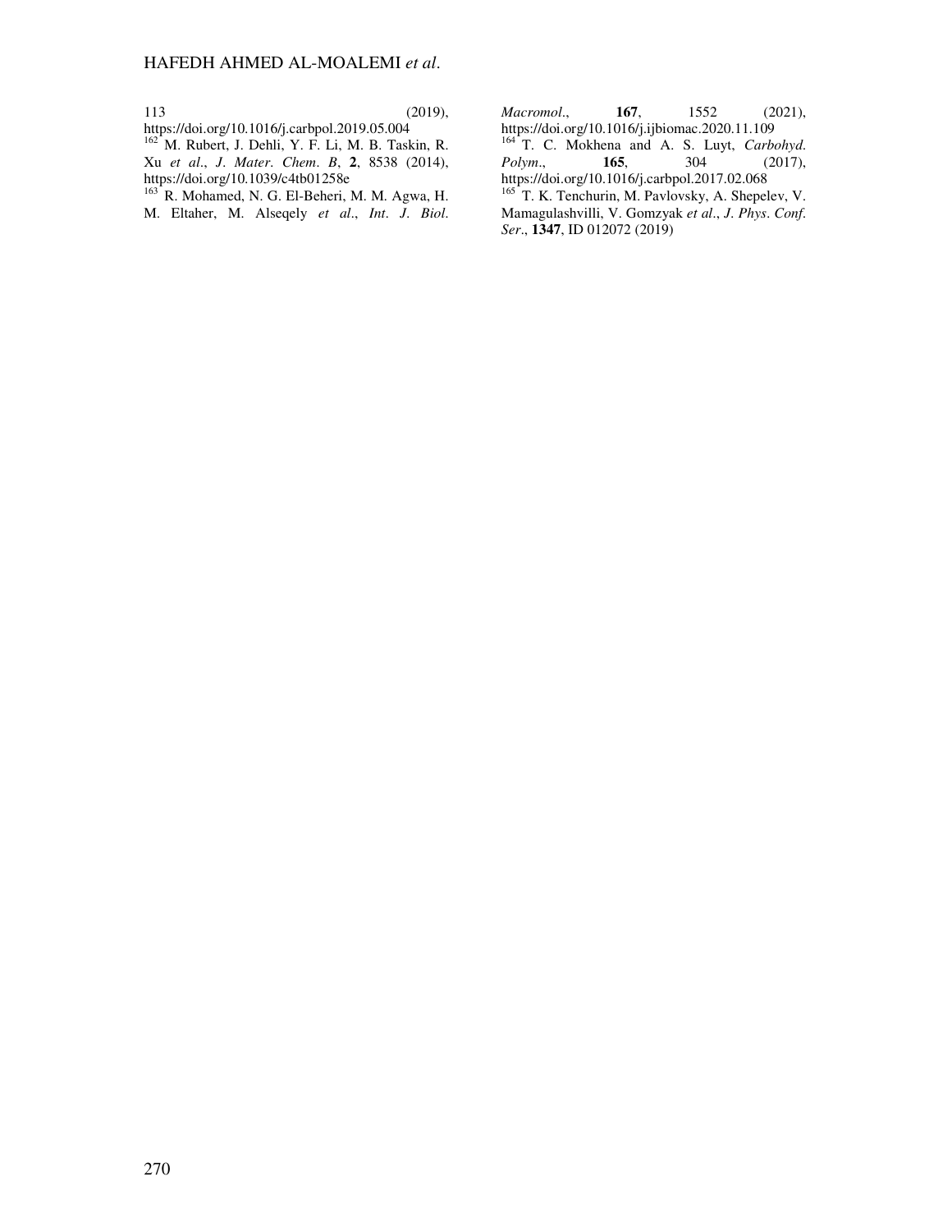113 (2019), https://doi.org/10.1016/j.carbpol.2019.05.004

[162] M. Rubert, J. Dehli, Y. F. Li, M. B. Taskin, R. Xu *et al*., *J*. *Mater*. *Chem*. *B*, **2**, 8538 (2014), https://doi.org/10.1039/c4tb01258e

[163] R. Mohamed, N. G. El-Beheri, M. M. Agwa, H. M. Eltaher, M. Alseqely *et al*., *Int*. *J*. *Biol*. *Macromol*., **167**, 1552 (2021), https://doi.org/10.1016/j.ijbiomac.2020.11.109

[164] T. C. Mokhena and A. S. Luyt, *Carbohyd*. *Polym*., **165**, 304 (2017), https://doi.org/10.1016/j.carbpol.2017.02.068

[165] T. K. Tenchurin, M. Pavlovsky, A. Shepelev, V. Mamagulashvilli, V. Gomzyak *et al*., *J*. *Phys*. *Conf*. *Ser*., **1347**, ID 012072 (2019)